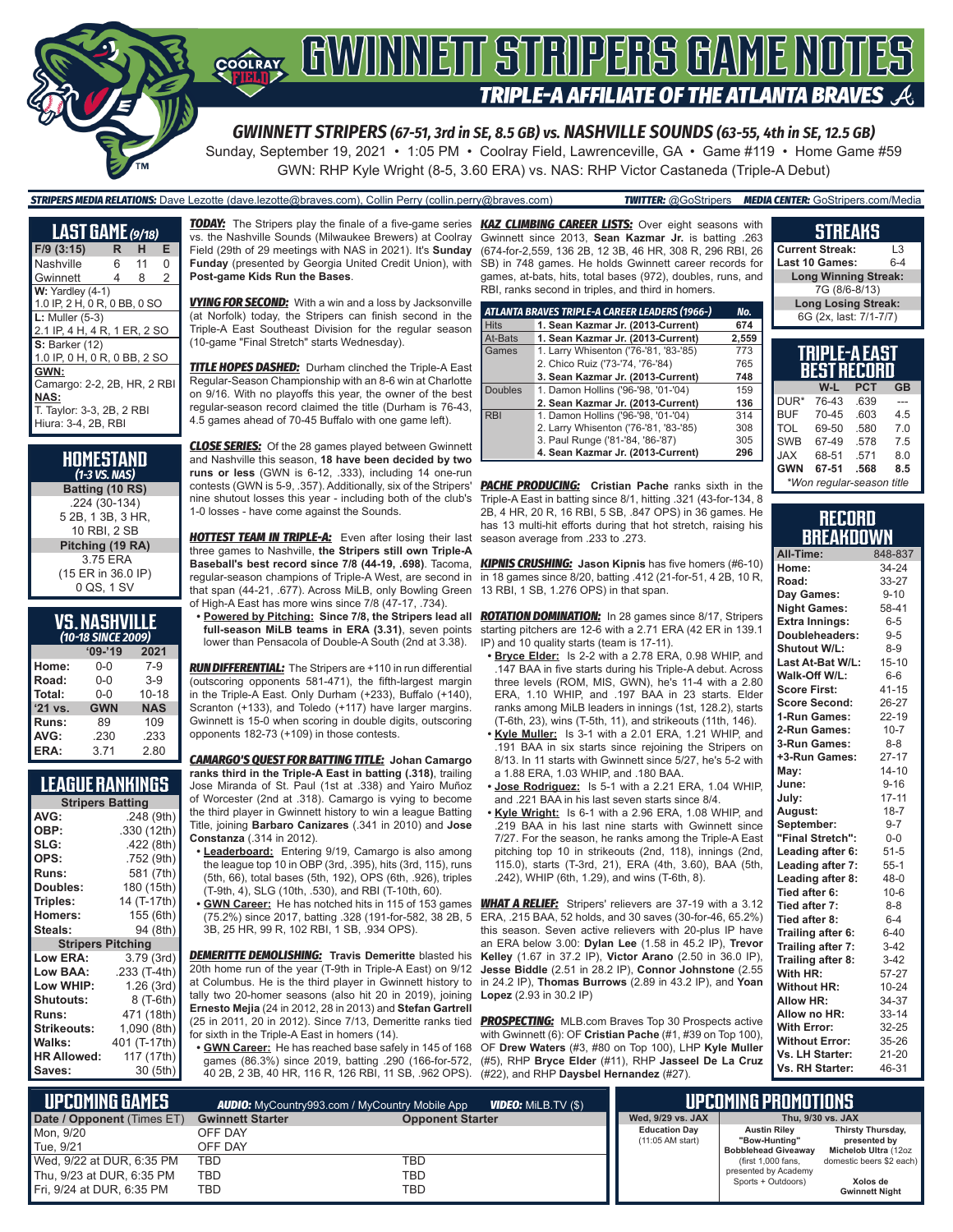# GWINNETT STRIPERS GAME NOTES

## TRIPLE-A AFFILIATE OF THE ATLANTA BRAVES

### GWINNETT STRIPERS (67-51, 3rd in SE, 8.5 GB) vs. NASHVILLE SOUNDS (63-55, 4th in SE, 12.5 GB)

Sunday, September 19, 2021 • 1:05 PM • Coolray Field, Lawrenceville, GA • Game #119 • Home Game #59

GWN: RHP Kyle Wright (8-5, 3.60 ERA) vs. NAS: RHP Victor Castaneda (Triple-A Debut)

**STRIPERS MEDIA RELATIONS:** Dave Lezotte (dave.lezotte@braves.com), Collin Perry (collin.perry@braves.com) **TWITTER:** @GoStripers **MEDIA CENTER:** GoStripers.com/Media

## LAST GAME (9/18)

| F/9 (3:15) | R | H | E |
|---|---|---|---|
| Nashville | 6 | 11 | 0 |
| Gwinnett | 4 | 8 | 2 |

**W:** Yardley (4-1)
1.0 IP, 2 H, 0 R, 0 BB, 0 SO

**L:** Muller (5-3)
2.1 IP, 4 H, 4 R, 1 ER, 2 SO

**S:** Barker (12)
1.0 IP, 0 H, 0 R, 0 BB, 2 SO

**GWN:**
Camargo: 2-2, 2B, HR, 2 RBI

**NAS:**
T. Taylor: 3-3, 2B, 2 RBI
Hiura: 3-4, 2B, RBI

## HOMESTAND
*(1-3 VS. NAS)*

**Batting (10 RS)**
.224 (30-134)
5 2B, 1 3B, 3 HR,
10 RBI, 2 SB

**Pitching (19 RA)**
3.75 ERA
(15 ER in 36.0 IP)
0 QS, 1 SV

## VS. NASHVILLE
*(10-18 SINCE 2009)*

| | '09-'19 | 2021 |
|---|---|---|
| Home: | 0-0 | 7-9 |
| Road: | 0-0 | 3-9 |
| Total: | 0-0 | 10-18 |
| '21 vs. | GWN | NAS |
| Runs: | 89 | 109 |
| AVG: | .230 | .233 |
| ERA: | 3.71 | 2.80 |

## LEAGUE RANKINGS

| Stripers Batting | |
|---|---|
| AVG: | .248 (9th) |
| OBP: | .330 (12th) |
| SLG: | .422 (8th) |
| OPS: | .752 (9th) |
| Runs: | 581 (7th) |
| Doubles: | 180 (15th) |
| Triples: | 14 (T-17th) |
| Homers: | 155 (6th) |
| Steals: | 94 (8th) |
| **Stripers Pitching** | |
| Low ERA: | 3.79 (3rd) |
| Low BAA: | .233 (T-4th) |
| Low WHIP: | 1.26 (3rd) |
| Shutouts: | 8 (T-6th) |
| Runs: | 471 (18th) |
| Strikeouts: | 1,090 (8th) |
| Walks: | 401 (T-17th) |
| HR Allowed: | 117 (17th) |
| Saves: | 30 (5th) |

***TODAY:*** The Stripers play the finale of a five-game series vs. the Nashville Sounds (Milwaukee Brewers) at Coolray Field (29th of 29 meetings with NAS in 2021). It's **Sunday Funday** (presented by Georgia United Credit Union), with **Post-game Kids Run the Bases**.

***VYING FOR SECOND:*** With a win and a loss by Jacksonville (at Norfolk) today, the Stripers can finish second in the Triple-A East Southeast Division for the regular season (10-game "Final Stretch" starts Wednesday).

***TITLE HOPES DASHED:*** Durham clinched the Triple-A East Regular-Season Championship with an 8-6 win at Charlotte on 9/16. With no playoffs this year, the owner of the best regular-season record claimed the title (Durham is 76-43, 4.5 games ahead of 70-45 Buffalo with one game left).

***CLOSE SERIES:*** Of the 28 games played between Gwinnett and Nashville this season, **18 have been decided by two runs or less** (GWN is 6-12, .333), including 14 one-run contests (GWN is 5-9, .357). Additionally, six of the Stripers' nine shutout losses this year - including both of the club's 1-0 losses - have come against the Sounds.

***HOTTEST TEAM IN TRIPLE-A:*** Even after losing their last three games to Nashville, **the Stripers still own Triple-A Baseball's best record since 7/8 (44-19, .698)**. Tacoma, regular-season champions of Triple-A West, are second in that span (44-21, .677). Across MiLB, only Bowling Green of High-A East has more wins since 7/8 (47-17, .734).

- **Powered by Pitching:** **Since 7/8, the Stripers lead all full-season MiLB teams in ERA (3.31)**, seven points lower than Pensacola of Double-A South (2nd at 3.38).

***RUN DIFFERENTIAL:*** The Stripers are +110 in run differential (outscoring opponents 581-471), the fifth-largest margin in the Triple-A East. Only Durham (+233), Buffalo (+140), Scranton (+133), and Toledo (+117) have larger margins. Gwinnett is 15-0 when scoring in double digits, outscoring opponents 182-73 (+109) in those contests.

***CAMARGO'S QUEST FOR BATTING TITLE:*** **Johan Camargo ranks third in the Triple-A East in batting (.318)**, trailing Jose Miranda of St. Paul (1st at .338) and Yairo Muñoz of Worcester (2nd at .318). Camargo is vying to become the third player in Gwinnett history to win a league Batting Title, joining **Barbaro Canizares** (.341 in 2010) and **Jose Constanza** (.314 in 2012).

- **Leaderboard:** Entering 9/19, Camargo is also among the league top 10 in OBP (3rd, .395), hits (3rd, 115), runs (5th, 66), total bases (5th, 192), OPS (6th, .926), triples (T-9th, 4), SLG (10th, .530), and RBI (T-10th, 60).
- **GWN Career:** He has notched hits in 115 of 153 games (75.2%) since 2017, batting .328 (191-for-582, 38 2B, 5 3B, 25 HR, 99 R, 102 RBI, 1 SB, .934 OPS).

***DEMERITTE DEMOLISHING:*** **Travis Demeritte** blasted his 20th home run of the year (T-9th in Triple-A East) on 9/12 at Columbus. He is the third player in Gwinnett history to tally two 20-homer seasons (also hit 20 in 2019), joining **Ernesto Mejia** (24 in 2012, 28 in 2013) and **Stefan Gartrell** (25 in 2011, 20 in 2012). Since 7/13, Demeritte ranks tied for sixth in the Triple-A East in homers (14).

- **GWN Career:** He has reached base safely in 145 of 168 games (86.3%) since 2019, batting .290 (166-for-572, 40 2B, 2 3B, 40 HR, 116 R, 126 RBI, 11 SB, .962 OPS).

***KAZ CLIMBING CAREER LISTS:*** Over eight seasons with Gwinnett since 2013, **Sean Kazmar Jr.** is batting .263 (674-for-2,559, 136 2B, 12 3B, 46 HR, 308 R, 296 RBI, 26 SB) in 748 games. He holds Gwinnett career records for games, at-bats, hits, total bases (972), doubles, runs, and RBI, ranks second in triples, and third in homers.

| ATLANTA BRAVES TRIPLE-A CAREER LEADERS (1966-) | | No. |
|---|---|---|
| Hits | **1. Sean Kazmar Jr. (2013-Current)** | **674** |
| At-Bats | **1. Sean Kazmar Jr. (2013-Current)** | **2,559** |
| Games | 1. Larry Whisenton ('76-'81, '83-'85) | 773 |
| | 2. Chico Ruiz ('73-'74, '76-'84) | 765 |
| | **3. Sean Kazmar Jr. (2013-Current)** | **748** |
| Doubles | 1. Damon Hollins ('96-'98, '01-'04) | 159 |
| | **2. Sean Kazmar Jr. (2013-Current)** | **136** |
| RBI | 1. Damon Hollins ('96-'98, '01-'04) | 314 |
| | 2. Larry Whisenton ('76-'81, '83-'85) | 308 |
| | 3. Paul Runge ('81-'84, '86-'87) | 305 |
| | **4. Sean Kazmar Jr. (2013-Current)** | **296** |

***PACHE PRODUCING:*** **Cristian Pache** ranks sixth in the Triple-A East in batting since 8/1, hitting .321 (43-for-134, 8 2B, 4 HR, 20 R, 16 RBI, 5 SB, .847 OPS) in 36 games. He has 13 multi-hit efforts during that hot stretch, raising his season average from .233 to .273.

***KIPNIS CRUSHING:*** **Jason Kipnis** has five homers (#6-10) in 18 games since 8/20, batting .412 (21-for-51, 4 2B, 10 R, 13 RBI, 1 SB, 1.276 OPS) in that span.

***ROTATION DOMINATION:*** In 28 games since 8/17, Stripers starting pitchers are 12-6 with a 2.71 ERA (42 ER in 139.1 IP) and 10 quality starts (team is 17-11).

- **Bryce Elder:** Is 2-2 with a 2.78 ERA, 0.98 WHIP, and .147 BAA in five starts during his Triple-A debut. Across three levels (ROM, MIS, GWN), he's 11-4 with a 2.80 ERA, 1.10 WHIP, and .197 BAA in 23 starts. Elder ranks among MiLB leaders in innings (1st, 128.2), starts (T-6th, 23), wins (T-5th, 11), and strikeouts (11th, 146).
- **Kyle Muller:** Is 3-1 with a 2.01 ERA, 1.21 WHIP, and .191 BAA in six starts since rejoining the Stripers on 8/13. In 11 starts with Gwinnett since 5/27, he's 5-2 with a 1.88 ERA, 1.03 WHIP, and .180 BAA.
- **Jose Rodriguez:** Is 5-1 with a 2.21 ERA, 1.04 WHIP, and .221 BAA in his last seven starts since 8/4.
- **Kyle Wright:** Is 6-1 with a 2.96 ERA, 1.08 WHIP, and .219 BAA in his last nine starts with Gwinnett since 7/27. For the season, he ranks among the Triple-A East pitching top 10 in strikeouts (2nd, 118), innings (2nd, 115.0), starts (T-3rd, 21), ERA (4th, 3.60), BAA (5th, .242), WHIP (6th, 1.29), and wins (T-6th, 8).

***WHAT A RELIEF:*** Stripers' relievers are 37-19 with a 3.12 ERA, .215 BAA, 52 holds, and 30 saves (30-for-46, 65.2%) this season. Seven active relievers with 20-plus IP have an ERA below 3.00: **Dylan Lee** (1.58 in 45.2 IP), **Trevor Kelley** (1.67 in 37.2 IP), **Victor Arano** (2.50 in 36.0 IP), **Jesse Biddle** (2.51 in 28.2 IP), **Connor Johnstone** (2.55 in 24.2 IP), **Thomas Burrows** (2.89 in 43.2 IP), and **Yoan Lopez** (2.93 in 30.2 IP)

***PROSPECTING:*** MLB.com Braves Top 30 Prospects active with Gwinnett (6): OF **Cristian Pache** (#1, #39 on Top 100), OF **Drew Waters** (#3, #80 on Top 100), LHP **Kyle Muller** (#5), RHP **Bryce Elder** (#11), RHP **Jasseel De La Cruz** (#22), and RHP **Daysbel Hernandez** (#27).

## STREAKS

| | |
|---|---|
| Current Streak: | L3 |
| Last 10 Games: | 6-4 |
| **Long Winning Streak:** | |
| 7G (8/6-8/13) | |
| **Long Losing Streak:** | |
| 6G (2x, last: 7/1-7/7) | |

## TRIPLE-A EAST BEST RECORD

| | W-L | PCT | GB |
|---|---|---|---|
| DUR* | 76-43 | .639 | --- |
| BUF | 70-45 | .603 | 4.5 |
| TOL | 69-50 | .580 | 7.0 |
| SWB | 67-49 | .578 | 7.5 |
| JAX | 68-51 | .571 | 8.0 |
| **GWN** | **67-51** | **.568** | **8.5** |

*Won regular-season title

## RECORD BREAKDOWN

| | |
|---|---|
| All-Time: | 848-837 |
| Home: | 34-24 |
| Road: | 33-27 |
| Day Games: | 9-10 |
| Night Games: | 58-41 |
| Extra Innings: | 6-5 |
| Doubleheaders: | 9-5 |
| Shutout W/L: | 8-9 |
| Last At-Bat W/L: | 15-10 |
| Walk-Off W/L: | 6-6 |
| Score First: | 41-15 |
| Score Second: | 26-27 |
| 1-Run Games: | 22-19 |
| 2-Run Games: | 10-7 |
| 3-Run Games: | 8-8 |
| +3-Run Games: | 27-17 |
| May: | 14-10 |
| June: | 9-16 |
| July: | 17-11 |
| August: | 18-7 |
| September: | 9-7 |
| "Final Stretch": | 0-0 |
| Leading after 6: | 51-5 |
| Leading after 7: | 55-1 |
| Leading after 8: | 48-0 |
| Tied after 6: | 10-6 |
| Tied after 7: | 8-8 |
| Tied after 8: | 6-4 |
| Trailing after 6: | 6-40 |
| Trailing after 7: | 3-42 |
| Trailing after 8: | 3-42 |
| With HR: | 57-27 |
| Without HR: | 10-24 |
| Allow HR: | 34-37 |
| Allow no HR: | 33-14 |
| With Error: | 32-25 |
| Without Error: | 35-26 |
| Vs. LH Starter: | 21-20 |
| Vs. RH Starter: | 46-31 |

## UPCOMING GAMES

**AUDIO:** MyCountry993.com / MyCountry Mobile App **VIDEO:** MiLB.TV ($)

| Date / Opponent (Times ET) | Gwinnett Starter | Opponent Starter |
|---|---|---|
| Mon, 9/20 | OFF DAY | |
| Tue, 9/21 | OFF DAY | |
| Wed, 9/22 at DUR, 6:35 PM | TBD | TBD |
| Thu, 9/23 at DUR, 6:35 PM | TBD | TBD |
| Fri, 9/24 at DUR, 6:35 PM | TBD | TBD |

## UPCOMING PROMOTIONS

| Wed, 9/29 vs. JAX | Thu, 9/30 vs. JAX | |
|---|---|---|
| **Education Day** (11:05 AM start) | **Austin Riley "Bow-Hunting" Bobblehead Giveaway** (first 1,000 fans, presented by Academy Sports + Outdoors) | **Thirsty Thursday,** presented by **Michelob Ultra** (12oz domestic beers $2 each) **Xolos de Gwinnett Night** |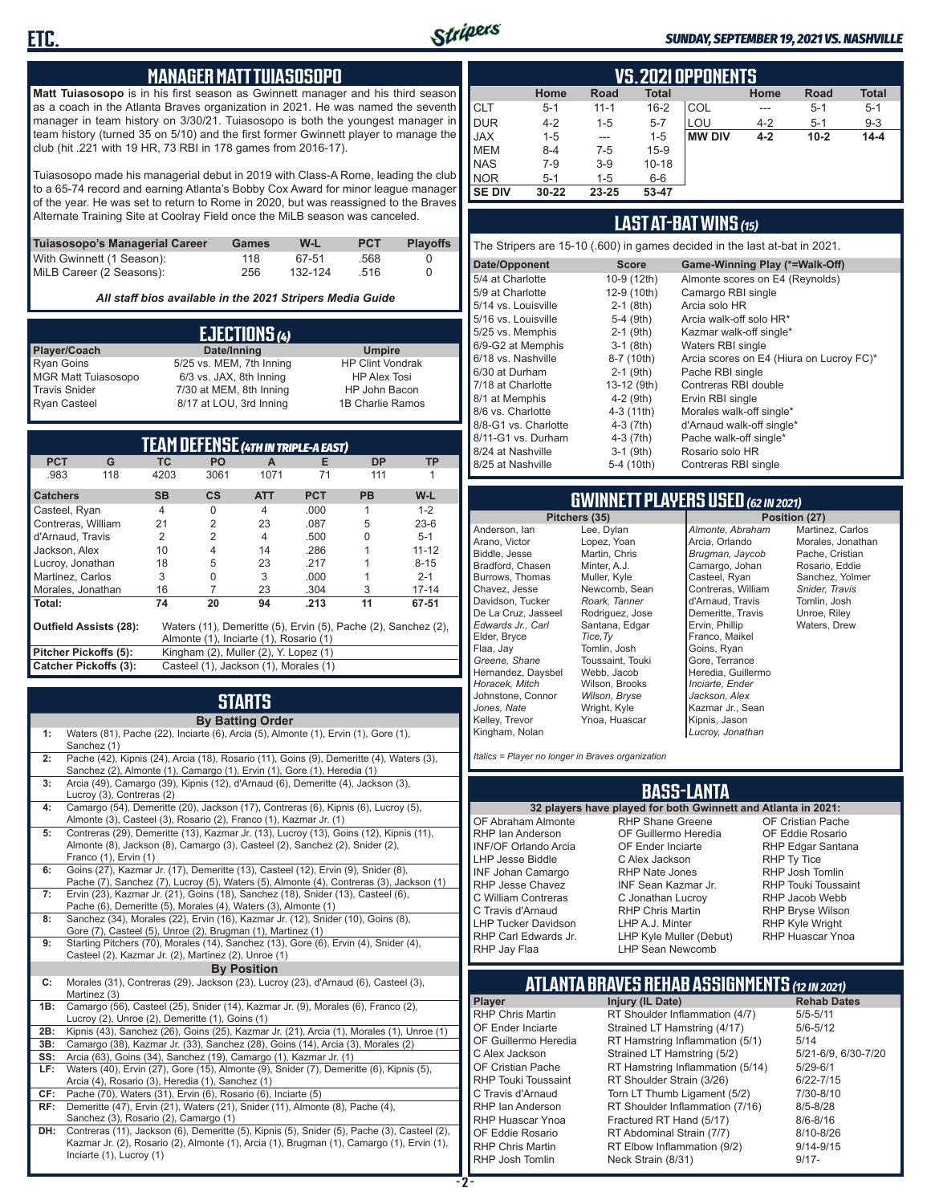## MANAGER MATT TUIASOSOPO

**Matt Tuiasosopo** is in his first season as Gwinnett manager and his third season as a coach in the Atlanta Braves organization in 2021. He was named the seventh manager in team history on 3/30/21. Tuiasosopo is both the youngest manager in team history (turned 35 on 5/10) and the first former Gwinnett player to manage the club (hit .221 with 19 HR, 73 RBI in 178 games from 2016-17).

Tuiasosopo made his managerial debut in 2019 with Class-A Rome, leading the club to a 65-74 record and earning Atlanta's Bobby Cox Award for minor league manager of the year. He was set to return to Rome in 2020, but was reassigned to the Braves Alternate Training Site at Coolray Field once the MiLB season was canceled.

| Tuiasosopo's Managerial Career | Games | W-L | PCT | Playoffs |
|---|---|---|---|---|
| With Gwinnett (1 Season): | 118 | 67-51 | .568 | 0 |
| MiLB Career (2 Seasons): | 256 | 132-124 | .516 | 0 |

*All staff bios available in the 2021 Stripers Media Guide*

## EJECTIONS (4)

| Player/Coach | Date/Inning | Umpire |
|---|---|---|
| Ryan Goins | 5/25 vs. MEM, 7th Inning | HP Clint Vondrak |
| MGR Matt Tuiasosopo | 6/3 vs. JAX, 8th Inning | HP Alex Tosi |
| Travis Snider | 7/30 at MEM, 8th Inning | HP John Bacon |
| Ryan Casteel | 8/17 at LOU, 3rd Inning | 1B Charlie Ramos |

## TEAM DEFENSE (4TH IN TRIPLE-A EAST)

| PCT | G | TC | PO | A | E | DP | TP |
|---|---|---|---|---|---|---|---|
| .983 | 118 | 4203 | 3061 | 1071 | 71 | 111 | 1 |

| Catchers | SB | CS | ATT | PCT | PB | W-L |
|---|---|---|---|---|---|---|
| Casteel, Ryan | 4 | 0 | 4 | .000 | 1 | 1-2 |
| Contreras, William | 21 | 2 | 23 | .087 | 5 | 23-6 |
| d'Arnaud, Travis | 2 | 2 | 4 | .500 | 0 | 5-1 |
| Jackson, Alex | 10 | 4 | 14 | .286 | 1 | 11-12 |
| Lucroy, Jonathan | 18 | 5 | 23 | .217 | 1 | 8-15 |
| Martinez, Carlos | 3 | 0 | 3 | .000 | 1 | 2-1 |
| Morales, Jonathan | 16 | 7 | 23 | .304 | 3 | 17-14 |
| **Total:** | **74** | **20** | **94** | **.213** | **11** | **67-51** |

**Outfield Assists (28):** Waters (11), Demeritte (5), Ervin (5), Pache (2), Sanchez (2), Almonte (1), Inciarte (1), Rosario (1)

**Pitcher Pickoffs (5):** Kingham (2), Muller (2), Y. Lopez (1)

**Catcher Pickoffs (3):** Casteel (1), Jackson (1), Morales (1)

## STARTS

**By Batting Order**

- **1:** Waters (81), Pache (22), Inciarte (6), Arcia (5), Almonte (1), Ervin (1), Gore (1), Sanchez (1)
- **2:** Pache (42), Kipnis (24), Arcia (18), Rosario (11), Goins (9), Demeritte (4), Waters (3), Sanchez (2), Almonte (1), Camargo (1), Ervin (1), Gore (1), Heredia (1)
- **3:** Arcia (49), Camargo (39), Kipnis (12), d'Arnaud (6), Demeritte (4), Jackson (3), Lucroy (3), Contreras (2)
- **4:** Camargo (54), Demeritte (20), Jackson (17), Contreras (6), Kipnis (6), Lucroy (5), Almonte (3), Casteel (3), Rosario (2), Franco (1), Kazmar Jr. (1)
- **5:** Contreras (29), Demeritte (13), Kazmar Jr. (13), Lucroy (13), Goins (12), Kipnis (11), Almonte (8), Jackson (8), Camargo (3), Casteel (2), Sanchez (2), Snider (2), Franco (1), Ervin (1)
- **6:** Goins (27), Kazmar Jr. (17), Demeritte (13), Casteel (12), Ervin (9), Snider (8), Pache (7), Sanchez (7), Lucroy (6), Waters (5), Almonte (4), Contreras (2), Jackson (1)
- **7:** Ervin (23), Kazmar Jr. (21), Goins (18), Sanchez (18), Snider (13), Casteel (6), Pache (6), Demeritte (5), Morales (4), Waters (3), Almonte (1)
- **8:** Sanchez (34), Morales (22), Ervin (16), Kazmar Jr. (12), Snider (10), Goins (8), Gore (7), Casteel (5), Unroe (2), Brugman (1), Martinez (1)
- **9:** Starting Pitchers (70), Morales (14), Sanchez (13), Gore (6), Ervin (4), Snider (4), Casteel (2), Kazmar Jr. (2), Martinez (2), Unroe (1)

**By Position**

- **C:** Morales (31), Contreras (29), Jackson (23), Lucroy (23), d'Arnaud (6), Casteel (3), Martinez (3)
- **1B:** Camargo (56), Casteel (25), Snider (14), Kazmar Jr. (9), Morales (6), Franco (2), Lucroy (2), Unroe (2), Demeritte (1), Goins (1)
- **2B:** Kipnis (43), Sanchez (26), Goins (25), Kazmar Jr. (21), Arcia (1), Morales (1), Unroe (1)
- **3B:** Camargo (38), Kazmar Jr. (33), Sanchez (28), Goins (14), Arcia (3), Morales (2)
- **SS:** Arcia (63), Goins (34), Sanchez (19), Camargo (1), Kazmar Jr. (1)
- **LF:** Waters (40), Ervin (27), Gore (15), Almonte (9), Snider (7), Demeritte (6), Kipnis (5), Arcia (4), Rosario (3), Heredia (1), Sanchez (1)
- **CF:** Pache (70), Waters (31), Ervin (6), Rosario (6), Inciarte (5)
- **RF:** Demeritte (47), Ervin (21), Waters (21), Snider (11), Almonte (8), Pache (4), Sanchez (3), Rosario (2), Camargo (1)
- **DH:** Contreras (11), Jackson (6), Demeritte (5), Kipnis (5), Snider (5), Pache (3), Casteel (2), Kazmar Jr. (2), Rosario (2), Almonte (1), Arcia (1), Brugman (1), Camargo (1), Ervin (1), Inciarte (1), Lucroy (1)

## VS. 2021 OPPONENTS

| | Home | Road | Total | | Home | Road | Total |
|---|---|---|---|---|---|---|---|
| CLT | 5-1 | 11-1 | 16-2 | COL | --- | 5-1 | 5-1 |
| DUR | 4-2 | 1-5 | 5-7 | LOU | 4-2 | 5-1 | 9-3 |
| JAX | 1-5 | --- | 1-5 | **MW DIV** | **4-2** | **10-2** | **14-4** |
| MEM | 8-4 | 7-5 | 15-9 | | | | |
| NAS | 7-9 | 3-9 | 10-18 | | | | |
| NOR | 5-1 | 1-5 | 6-6 | | | | |
| **SE DIV** | **30-22** | **23-25** | **53-47** | | | | |

## LAST AT-BAT WINS (15)

The Stripers are 15-10 (.600) in games decided in the last at-bat in 2021.

| Date/Opponent | Score | Game-Winning Play (*=Walk-Off) |
|---|---|---|
| 5/4 at Charlotte | 10-9 (12th) | Almonte scores on E4 (Reynolds) |
| 5/9 at Charlotte | 12-9 (10th) | Camargo RBI single |
| 5/14 vs. Louisville | 2-1 (8th) | Arcia solo HR |
| 5/16 vs. Louisville | 5-4 (9th) | Arcia walk-off solo HR* |
| 5/25 vs. Memphis | 2-1 (9th) | Kazmar walk-off single* |
| 6/9-G2 at Memphis | 3-1 (8th) | Waters RBI single |
| 6/18 vs. Nashville | 8-7 (10th) | Arcia scores on E4 (Hiura on Lucroy FC)* |
| 6/30 at Durham | 2-1 (9th) | Pache RBI single |
| 7/18 at Charlotte | 13-12 (9th) | Contreras RBI double |
| 8/1 at Memphis | 4-2 (9th) | Ervin RBI single |
| 8/6 vs. Charlotte | 4-3 (11th) | Morales walk-off single* |
| 8/8-G1 vs. Charlotte | 4-3 (7th) | d'Arnaud walk-off single* |
| 8/11-G1 vs. Durham | 4-3 (7th) | Pache walk-off single* |
| 8/24 at Nashville | 3-1 (9th) | Rosario solo HR |
| 8/25 at Nashville | 5-4 (10th) | Contreras RBI single |

## GWINNETT PLAYERS USED (62 IN 2021)

**Pitchers (35)**

Anderson, Ian; Arano, Victor; Biddle, Jesse; Bradford, Chasen; Burrows, Thomas; Chavez, Jesse; Davidson, Tucker; De La Cruz, Jasseel; *Edwards Jr., Carl*; Elder, Bryce; Flaa, Jay; *Greene, Shane*; Hernandez, Daysbel; *Horacek, Mitch*; Johnstone, Connor; *Jones, Nate*; Kelley, Trevor; Kingham, Nolan; Lee, Dylan; Lopez, Yoan; Martin, Chris; Minter, A.J.; Muller, Kyle; Newcomb, Sean; *Roark, Tanner*; Rodriguez, Jose; Santana, Edgar; *Tice, Ty*; Tomlin, Josh; Toussaint, Touki; Webb, Jacob; Wilson, Brooks; *Wilson, Bryse*; Wright, Kyle; Ynoa, Huascar

**Position (27)**

*Almonte, Abraham*; Arcia, Orlando; *Brugman, Jaycob*; Camargo, Johan; Casteel, Ryan; Contreras, William; d'Arnaud, Travis; Demeritte, Travis; Ervin, Phillip; Franco, Maikel; Goins, Ryan; Gore, Terrance; Heredia, Guillermo; *Inciarte, Ender*; *Jackson, Alex*; Kazmar Jr., Sean; Kipnis, Jason; *Lucroy, Jonathan*; Martinez, Carlos; Morales, Jonathan; Pache, Cristian; Rosario, Eddie; Sanchez, Yolmer; *Snider, Travis*; Tomlin, Josh; Unroe, Riley; Waters, Drew

*Italics = Player no longer in Braves organization*

## BASS-LANTA

**32 players have played for both Gwinnett and Atlanta in 2021:**

OF Abraham Almonte; RHP Ian Anderson; INF/OF Orlando Arcia; LHP Jesse Biddle; INF Johan Camargo; RHP Jesse Chavez; C William Contreras; C Travis d'Arnaud; LHP Tucker Davidson; RHP Carl Edwards Jr.; RHP Jay Flaa; RHP Shane Greene; OF Guillermo Heredia; OF Ender Inciarte; C Alex Jackson; RHP Nate Jones; INF Sean Kazmar Jr.; C Jonathan Lucroy; RHP Chris Martin; LHP A.J. Minter; LHP Kyle Muller (Debut); LHP Sean Newcomb; OF Cristian Pache; OF Eddie Rosario; RHP Edgar Santana; RHP Ty Tice; RHP Josh Tomlin; RHP Touki Toussaint; RHP Jacob Webb; RHP Bryse Wilson; RHP Kyle Wright; RHP Huascar Ynoa

## ATLANTA BRAVES REHAB ASSIGNMENTS (12 IN 2021)

| Player | Injury (IL Date) | Rehab Dates |
|---|---|---|
| RHP Chris Martin | RT Shoulder Inflammation (4/7) | 5/5-5/11 |
| OF Ender Inciarte | Strained LT Hamstring (4/17) | 5/6-5/12 |
| OF Guillermo Heredia | RT Hamstring Inflammation (5/1) | 5/14 |
| C Alex Jackson | Strained LT Hamstring (5/2) | 5/21-6/9, 6/30-7/20 |
| OF Cristian Pache | RT Hamstring Inflammation (5/14) | 5/29-6/1 |
| RHP Touki Toussaint | RT Shoulder Strain (3/26) | 6/22-7/15 |
| C Travis d'Arnaud | Torn LT Thumb Ligament (5/2) | 7/30-8/10 |
| RHP Ian Anderson | RT Shoulder Inflammation (7/16) | 8/5-8/28 |
| RHP Huascar Ynoa | Fractured RT Hand (5/17) | 8/6-8/16 |
| OF Eddie Rosario | RT Abdominal Strain (7/7) | 8/10-8/26 |
| RHP Chris Martin | RT Elbow Inflammation (9/2) | 9/14-9/15 |
| RHP Josh Tomlin | Neck Strain (8/31) | 9/17- |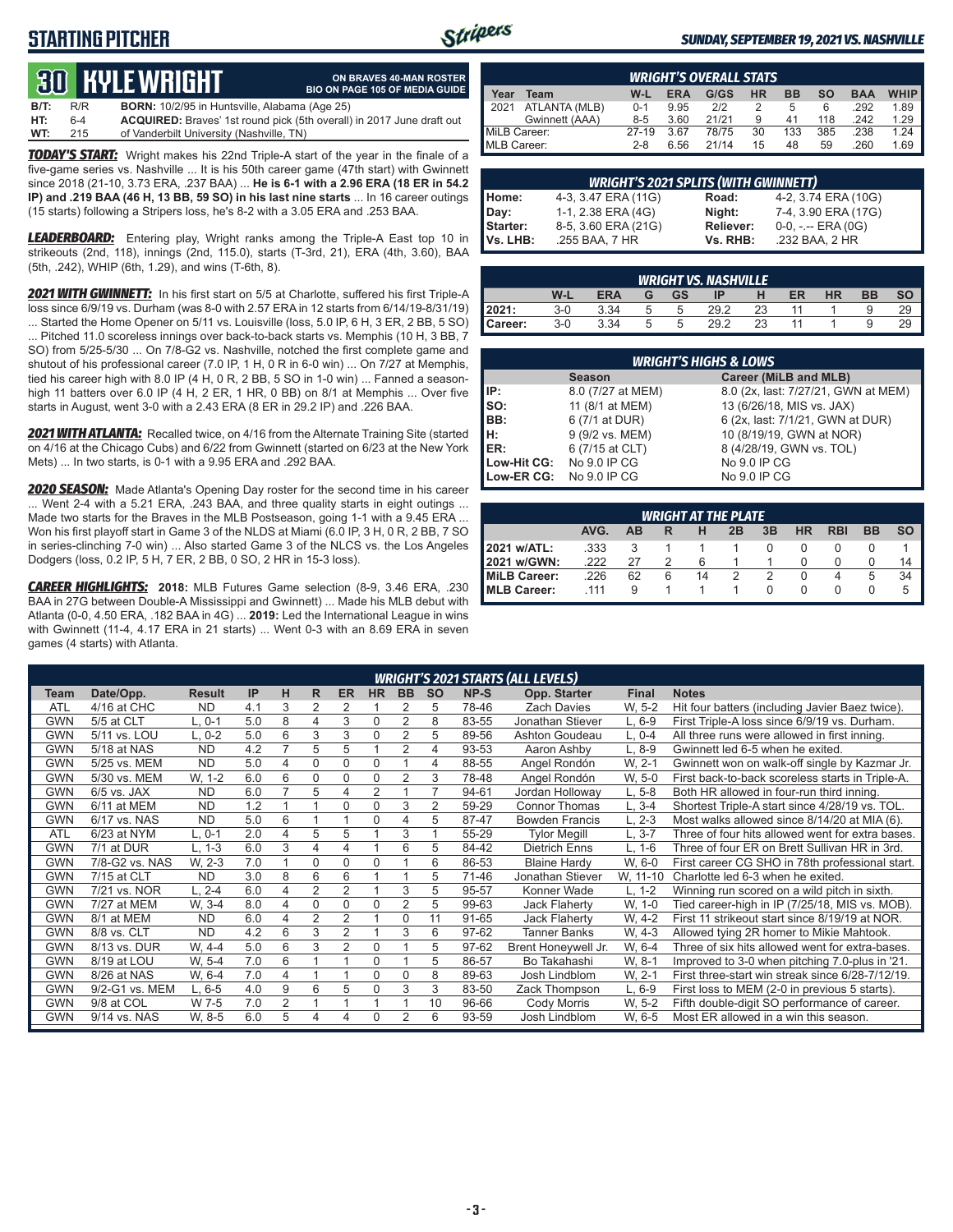# STARTING PITCHER

*SUNDAY, SEPTEMBER 19, 2021 VS. NASHVILLE*

## 30 KYLE WRIGHT

**ON BRAVES 40-MAN ROSTER**
**BIO ON PAGE 105 OF MEDIA GUIDE**

| | | |
|---|---|---|
| **B/T:** | R/R | **BORN:** 10/2/95 in Huntsville, Alabama (Age 25) |
| **HT:** | 6-4 | **ACQUIRED:** Braves' 1st round pick (5th overall) in 2017 June draft out |
| **WT:** | 215 | of Vanderbilt University (Nashville, TN) |

***TODAY'S START:*** Wright makes his 22nd Triple-A start of the year in the finale of a five-game series vs. Nashville ... It is his 50th career game (47th start) with Gwinnett since 2018 (21-10, 3.73 ERA, .237 BAA) ... **He is 6-1 with a 2.96 ERA (18 ER in 54.2 IP) and .219 BAA (46 H, 13 BB, 59 SO) in his last nine starts** ... In 16 career outings (15 starts) following a Stripers loss, he's 8-2 with a 3.05 ERA and .253 BAA.

***LEADERBOARD:*** Entering play, Wright ranks among the Triple-A East top 10 in strikeouts (2nd, 118), innings (2nd, 115.0), starts (T-3rd, 21), ERA (4th, 3.60), BAA (5th, .242), WHIP (6th, 1.29), and wins (T-6th, 8).

***2021 WITH GWINNETT:*** In his first start on 5/5 at Charlotte, suffered his first Triple-A loss since 6/9/19 vs. Durham (was 8-0 with 2.57 ERA in 12 starts from 6/14/19-8/31/19) ... Started the Home Opener on 5/11 vs. Louisville (loss, 5.0 IP, 6 H, 3 ER, 2 BB, 5 SO) ... Pitched 11.0 scoreless innings over back-to-back starts vs. Memphis (10 H, 3 BB, 7 SO) from 5/25-5/30 ... On 7/8-G2 vs. Nashville, notched the first complete game and shutout of his professional career (7.0 IP, 1 H, 0 R in 6-0 win) ... On 7/27 at Memphis, tied his career high with 8.0 IP (4 H, 0 R, 2 BB, 5 SO in 1-0 win) ... Fanned a season-high 11 batters over 6.0 IP (4 H, 2 ER, 1 HR, 0 BB) on 8/1 at Memphis ... Over five starts in August, went 3-0 with a 2.43 ERA (8 ER in 29.2 IP) and .226 BAA.

***2021 WITH ATLANTA:*** Recalled twice, on 4/16 from the Alternate Training Site (started on 4/16 at the Chicago Cubs) and 6/22 from Gwinnett (started on 6/23 at the New York Mets) ... In two starts, is 0-1 with a 9.95 ERA and .292 BAA.

***2020 SEASON:*** Made Atlanta's Opening Day roster for the second time in his career ... Went 2-4 with a 5.21 ERA, .243 BAA, and three quality starts in eight outings ... Made two starts for the Braves in the MLB Postseason, going 1-1 with a 9.45 ERA ... Won his first playoff start in Game 3 of the NLDS at Miami (6.0 IP, 3 H, 0 R, 2 BB, 7 SO in series-clinching 7-0 win) ... Also started Game 3 of the NLCS vs. the Los Angeles Dodgers (loss, 0.2 IP, 5 H, 7 ER, 2 BB, 0 SO, 2 HR in 15-3 loss).

***CAREER HIGHLIGHTS:*** **2018:** MLB Futures Game selection (8-9, 3.46 ERA, .230 BAA in 27G between Double-A Mississippi and Gwinnett) ... Made his MLB debut with Atlanta (0-0, 4.50 ERA, .182 BAA in 4G) ... **2019:** Led the International League in wins with Gwinnett (11-4, 4.17 ERA in 21 starts) ... Went 0-3 with an 8.69 ERA in seven games (4 starts) with Atlanta.

### WRIGHT'S OVERALL STATS

| Year | Team | W-L | ERA | G/GS | HR | BB | SO | BAA | WHIP |
|---|---|---|---|---|---|---|---|---|---|
| 2021 | ATLANTA (MLB) | 0-1 | 9.95 | 2/2 | 2 | 5 | 6 | .292 | 1.89 |
| | Gwinnett (AAA) | 8-5 | 3.60 | 21/21 | 9 | 41 | 118 | .242 | 1.29 |
| MiLB Career: | | 27-19 | 3.67 | 78/75 | 30 | 133 | 385 | .238 | 1.24 |
| MLB Career: | | 2-8 | 6.56 | 21/14 | 15 | 48 | 59 | .260 | 1.69 |

### WRIGHT'S 2021 SPLITS (WITH GWINNETT)

| | | | |
|---|---|---|---|
| **Home:** | 4-3, 3.47 ERA (11G) | **Road:** | 4-2, 3.74 ERA (10G) |
| **Day:** | 1-1, 2.38 ERA (4G) | **Night:** | 7-4, 3.90 ERA (17G) |
| **Starter:** | 8-5, 3.60 ERA (21G) | **Reliever:** | 0-0, -.-- ERA (0G) |
| **Vs. LHB:** | .255 BAA, 7 HR | **Vs. RHB:** | .232 BAA, 2 HR |

### WRIGHT VS. NASHVILLE

| | W-L | ERA | G | GS | IP | H | ER | HR | BB | SO |
|---|---|---|---|---|---|---|---|---|---|---|
| **2021:** | 3-0 | 3.34 | 5 | 5 | 29.2 | 23 | 11 | 1 | 9 | 29 |
| **Career:** | 3-0 | 3.34 | 5 | 5 | 29.2 | 23 | 11 | 1 | 9 | 29 |

### WRIGHT'S HIGHS & LOWS

| | Season | Career (MiLB and MLB) |
|---|---|---|
| **IP:** | 8.0 (7/27 at MEM) | 8.0 (2x, last: 7/27/21, GWN at MEM) |
| **SO:** | 11 (8/1 at MEM) | 13 (6/26/18, MIS vs. JAX) |
| **BB:** | 6 (7/1 at DUR) | 6 (2x, last: 7/1/21, GWN at DUR) |
| **H:** | 9 (9/2 vs. MEM) | 10 (8/19/19, GWN at NOR) |
| **ER:** | 6 (7/15 at CLT) | 8 (4/28/19, GWN vs. TOL) |
| **Low-Hit CG:** | No 9.0 IP CG | No 9.0 IP CG |
| **Low-ER CG:** | No 9.0 IP CG | No 9.0 IP CG |

### WRIGHT AT THE PLATE

| | AVG. | AB | R | H | 2B | 3B | HR | RBI | BB | SO |
|---|---|---|---|---|---|---|---|---|---|---|
| **2021 w/ATL:** | .333 | 3 | 1 | 1 | 1 | 0 | 0 | 0 | 0 | 1 |
| **2021 w/GWN:** | .222 | 27 | 2 | 6 | 1 | 1 | 0 | 0 | 0 | 14 |
| **MiLB Career:** | .226 | 62 | 6 | 14 | 2 | 2 | 0 | 4 | 5 | 34 |
| **MLB Career:** | .111 | 9 | 1 | 1 | 1 | 0 | 0 | 0 | 0 | 5 |

### WRIGHT'S 2021 STARTS (ALL LEVELS)

| Team | Date/Opp. | Result | IP | H | R | ER | HR | BB | SO | NP-S | Opp. Starter | Final | Notes |
|---|---|---|---|---|---|---|---|---|---|---|---|---|---|
| ATL | 4/16 at CHC | ND | 4.1 | 3 | 2 | 2 | 1 | 2 | 5 | 78-46 | Zach Davies | W, 5-2 | Hit four batters (including Javier Baez twice). |
| GWN | 5/5 at CLT | L, 0-1 | 5.0 | 8 | 4 | 3 | 0 | 2 | 8 | 83-55 | Jonathan Stiever | L, 6-9 | First Triple-A loss since 6/9/19 vs. Durham. |
| GWN | 5/11 vs. LOU | L, 0-2 | 5.0 | 6 | 3 | 3 | 0 | 2 | 5 | 89-56 | Ashton Goudeau | L, 0-4 | All three runs were allowed in first inning. |
| GWN | 5/18 at NAS | ND | 4.2 | 7 | 5 | 5 | 1 | 2 | 4 | 93-53 | Aaron Ashby | L, 8-9 | Gwinnett led 6-5 when he exited. |
| GWN | 5/25 vs. MEM | ND | 5.0 | 4 | 0 | 0 | 0 | 1 | 4 | 88-55 | Angel Rondón | W, 2-1 | Gwinnett won on walk-off single by Kazmar Jr. |
| GWN | 5/30 vs. MEM | W, 1-2 | 6.0 | 6 | 0 | 0 | 0 | 2 | 3 | 78-48 | Angel Rondón | W, 5-0 | First back-to-back scoreless starts in Triple-A. |
| GWN | 6/5 vs. JAX | ND | 6.0 | 7 | 5 | 4 | 2 | 1 | 7 | 94-61 | Jordan Holloway | L, 5-8 | Both HR allowed in four-run third inning. |
| GWN | 6/11 at MEM | ND | 1.2 | 1 | 1 | 0 | 0 | 3 | 2 | 59-29 | Connor Thomas | L, 3-4 | Shortest Triple-A start since 4/28/19 vs. TOL. |
| GWN | 6/17 vs. NAS | ND | 5.0 | 6 | 1 | 1 | 0 | 4 | 5 | 87-47 | Bowden Francis | L, 2-3 | Most walks allowed since 8/14/20 at MIA (6). |
| ATL | 6/23 at NYM | L, 0-1 | 2.0 | 4 | 5 | 5 | 1 | 3 | 1 | 55-29 | Tylor Megill | L, 3-7 | Three of four hits allowed went for extra bases. |
| GWN | 7/1 at DUR | L, 1-3 | 6.0 | 3 | 4 | 4 | 1 | 6 | 5 | 84-42 | Dietrich Enns | L, 1-6 | Three of four ER on Brett Sullivan HR in 3rd. |
| GWN | 7/8-G2 vs. NAS | W, 2-3 | 7.0 | 1 | 0 | 0 | 0 | 1 | 6 | 86-53 | Blaine Hardy | W, 6-0 | First career CG SHO in 78th professional start. |
| GWN | 7/15 at CLT | ND | 3.0 | 8 | 6 | 6 | 1 | 1 | 5 | 71-46 | Jonathan Stiever | W, 11-10 | Charlotte led 6-3 when he exited. |
| GWN | 7/21 vs. NOR | L, 2-4 | 6.0 | 4 | 2 | 2 | 1 | 3 | 5 | 95-57 | Konner Wade | L, 1-2 | Winning run scored on a wild pitch in sixth. |
| GWN | 7/27 at MEM | W, 3-4 | 8.0 | 4 | 0 | 0 | 0 | 2 | 5 | 99-63 | Jack Flaherty | W, 1-0 | Tied career-high in IP (7/25/18, MIS vs. MOB). |
| GWN | 8/1 at MEM | ND | 6.0 | 4 | 2 | 2 | 1 | 0 | 11 | 91-65 | Jack Flaherty | W, 4-2 | First 11 strikeout start since 8/19/19 at NOR. |
| GWN | 8/8 vs. CLT | ND | 4.2 | 6 | 3 | 2 | 1 | 3 | 6 | 97-62 | Tanner Banks | W, 4-3 | Allowed tying 2R homer to Mikie Mahtook. |
| GWN | 8/13 vs. DUR | W, 4-4 | 5.0 | 6 | 3 | 2 | 0 | 1 | 5 | 97-62 | Brent Honeywell Jr. | W, 6-4 | Three of six hits allowed went for extra-bases. |
| GWN | 8/19 at LOU | W, 5-4 | 7.0 | 6 | 1 | 1 | 0 | 1 | 5 | 86-57 | Bo Takahashi | W, 8-1 | Improved to 3-0 when pitching 7.0-plus in '21. |
| GWN | 8/26 at NAS | W, 6-4 | 7.0 | 4 | 1 | 1 | 0 | 0 | 8 | 89-63 | Josh Lindblom | W, 2-1 | First three-start win streak since 6/28-7/12/19. |
| GWN | 9/2-G1 vs. MEM | L, 6-5 | 4.0 | 9 | 6 | 5 | 0 | 3 | 3 | 83-50 | Zack Thompson | L, 6-9 | First loss to MEM (2-0 in previous 5 starts). |
| GWN | 9/8 at COL | W 7-5 | 7.0 | 2 | 1 | 1 | 1 | 1 | 10 | 96-66 | Cody Morris | W, 5-2 | Fifth double-digit SO performance of career. |
| GWN | 9/14 vs. NAS | W, 8-5 | 6.0 | 5 | 4 | 4 | 0 | 2 | 6 | 93-59 | Josh Lindblom | W, 6-5 | Most ER allowed in a win this season. |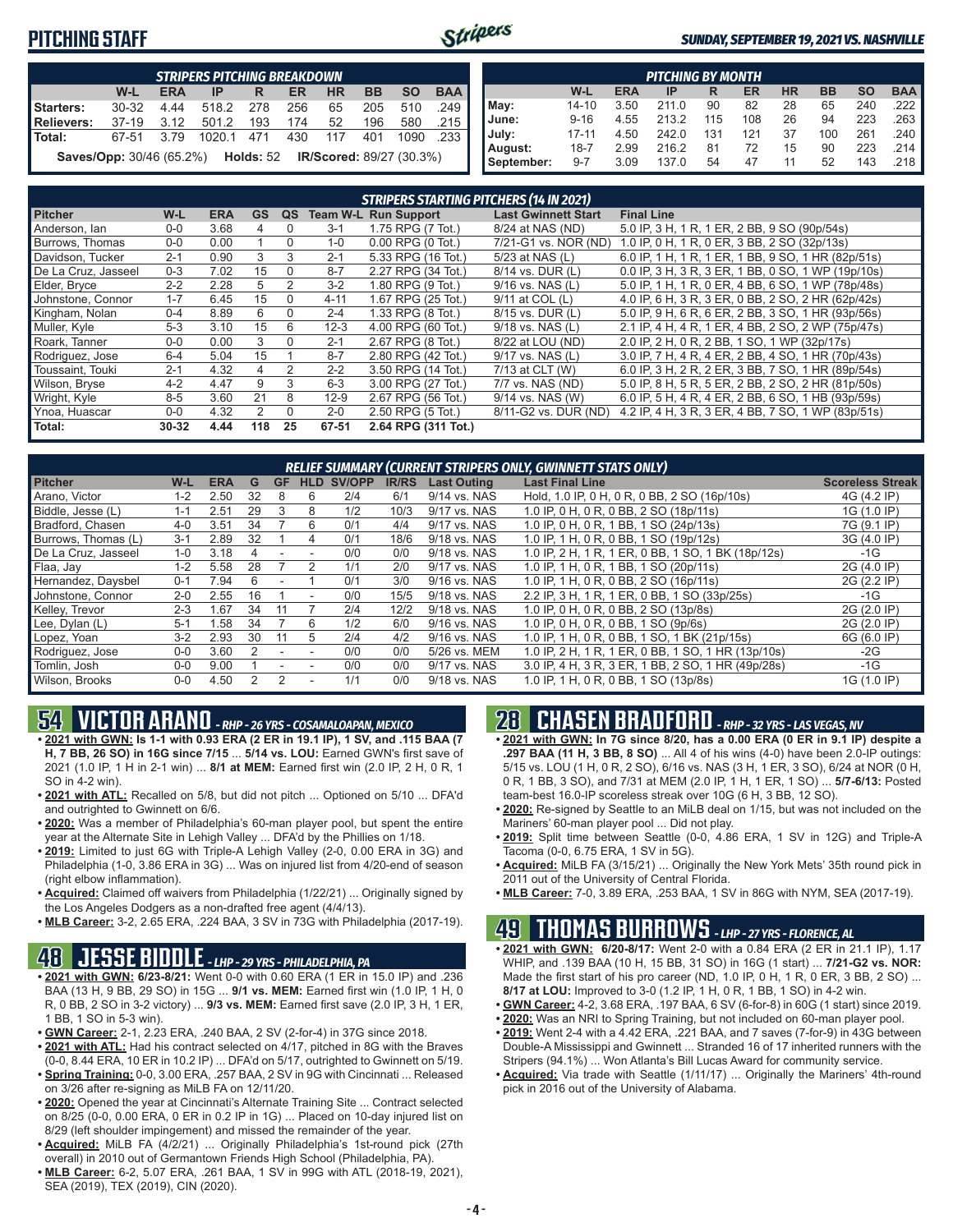# PITCHING STAFF

*SUNDAY, SEPTEMBER 19, 2021 VS. NASHVILLE*

| STRIPERS PITCHING BREAKDOWN | | | | | | | | | |
|---|---|---|---|---|---|---|---|---|---|
| | W-L | ERA | IP | R | ER | HR | BB | SO | BAA |
| Starters: | 30-32 | 4.44 | 518.2 | 278 | 256 | 65 | 205 | 510 | .249 |
| Relievers: | 37-19 | 3.12 | 501.2 | 193 | 174 | 52 | 196 | 580 | .215 |
| Total: | 67-51 | 3.79 | 1020.1 | 471 | 430 | 117 | 401 | 1090 | .233 |

**Saves/Opp:** 30/46 (65.2%) **Holds:** 52 **IR/Scored:** 89/27 (30.3%)

| PITCHING BY MONTH | | | | | | | | | |
|---|---|---|---|---|---|---|---|---|---|
| | W-L | ERA | IP | R | ER | HR | BB | SO | BAA |
| May: | 14-10 | 3.50 | 211.0 | 90 | 82 | 28 | 65 | 240 | .222 |
| June: | 9-16 | 4.55 | 213.2 | 115 | 108 | 26 | 94 | 223 | .263 |
| July: | 17-11 | 4.50 | 242.0 | 131 | 121 | 37 | 100 | 261 | .240 |
| August: | 18-7 | 2.99 | 216.2 | 81 | 72 | 15 | 90 | 223 | .214 |
| September: | 9-7 | 3.09 | 137.0 | 54 | 47 | 11 | 52 | 143 | .218 |

### STRIPERS STARTING PITCHERS (14 IN 2021)

| Pitcher | W-L | ERA | GS | QS | Team W-L | Run Support | Last Gwinnett Start | Final Line |
|---|---|---|---|---|---|---|---|---|
| Anderson, Ian | 0-0 | 3.68 | 4 | 0 | 3-1 | 1.75 RPG (7 Tot.) | 8/24 at NAS (ND) | 5.0 IP, 3 H, 1 R, 1 ER, 2 BB, 9 SO (90p/54s) |
| Burrows, Thomas | 0-0 | 0.00 | 1 | 0 | 1-0 | 0.00 RPG (0 Tot.) | 7/21-G1 vs. NOR (ND) | 1.0 IP, 0 H, 1 R, 0 ER, 3 BB, 2 SO (32p/13s) |
| Davidson, Tucker | 2-1 | 0.90 | 3 | 3 | 2-1 | 5.33 RPG (16 Tot.) | 5/23 at NAS (L) | 6.0 IP, 1 H, 1 R, 1 ER, 1 BB, 9 SO, 1 HR (82p/51s) |
| De La Cruz, Jasseel | 0-3 | 7.02 | 15 | 0 | 8-7 | 2.27 RPG (34 Tot.) | 8/14 vs. DUR (L) | 0.0 IP, 3 H, 3 R, 3 ER, 1 BB, 0 SO, 1 WP (19p/10s) |
| Elder, Bryce | 2-2 | 2.28 | 5 | 2 | 3-2 | 1.80 RPG (9 Tot.) | 9/16 vs. NAS (L) | 5.0 IP, 1 H, 1 R, 0 ER, 4 BB, 6 SO, 1 WP (78p/48s) |
| Johnstone, Connor | 1-7 | 6.45 | 15 | 0 | 4-11 | 1.67 RPG (25 Tot.) | 9/11 at COL (L) | 4.0 IP, 6 H, 3 R, 3 ER, 0 BB, 2 SO, 2 HR (62p/42s) |
| Kingham, Nolan | 0-4 | 8.89 | 6 | 0 | 2-4 | 1.33 RPG (8 Tot.) | 8/15 vs. DUR (L) | 5.0 IP, 9 H, 6 R, 6 ER, 2 BB, 3 SO, 1 HR (93p/56s) |
| Muller, Kyle | 5-3 | 3.10 | 15 | 6 | 12-3 | 4.00 RPG (60 Tot.) | 9/18 vs. NAS (L) | 2.1 IP, 4 H, 4 R, 1 ER, 4 BB, 2 SO, 2 WP (75p/47s) |
| Roark, Tanner | 0-0 | 0.00 | 3 | 0 | 2-1 | 2.67 RPG (8 Tot.) | 8/22 at LOU (ND) | 2.0 IP, 2 H, 0 R, 2 BB, 1 SO, 1 WP (32p/17s) |
| Rodriguez, Jose | 6-4 | 5.04 | 15 | 1 | 8-7 | 2.80 RPG (42 Tot.) | 9/17 vs. NAS (L) | 3.0 IP, 7 H, 4 R, 4 ER, 2 BB, 4 SO, 1 HR (70p/43s) |
| Toussaint, Touki | 2-1 | 4.32 | 4 | 2 | 2-2 | 3.50 RPG (14 Tot.) | 7/13 at CLT (W) | 6.0 IP, 3 H, 2 R, 2 ER, 3 BB, 7 SO, 1 HR (89p/54s) |
| Wilson, Bryse | 4-2 | 4.47 | 9 | 3 | 6-3 | 3.00 RPG (27 Tot.) | 7/7 vs. NAS (ND) | 5.0 IP, 8 H, 5 R, 5 ER, 2 BB, 2 SO, 2 HR (81p/50s) |
| Wright, Kyle | 8-5 | 3.60 | 21 | 8 | 12-9 | 2.67 RPG (56 Tot.) | 9/14 vs. NAS (W) | 6.0 IP, 5 H, 4 R, 4 ER, 2 BB, 6 SO, 1 HB (93p/59s) |
| Ynoa, Huascar | 0-0 | 4.32 | 2 | 0 | 2-0 | 2.50 RPG (5 Tot.) | 8/11-G2 vs. DUR (ND) | 4.2 IP, 4 H, 3 R, 3 ER, 4 BB, 7 SO, 1 WP (83p/51s) |
| Total: | 30-32 | 4.44 | 118 | 25 | 67-51 | 2.64 RPG (311 Tot.) | | |

### RELIEF SUMMARY (CURRENT STRIPERS ONLY, GWINNETT STATS ONLY)

| Pitcher | W-L | ERA | G | GF | HLD | SV/OPP | IR/RS | Last Outing | Last Final Line | Scoreless Streak |
|---|---|---|---|---|---|---|---|---|---|---|
| Arano, Victor | 1-2 | 2.50 | 32 | 8 | 6 | 2/4 | 6/1 | 9/14 vs. NAS | Hold, 1.0 IP, 0 H, 0 R, 0 BB, 2 SO (16p/10s) | 4G (4.2 IP) |
| Biddle, Jesse (L) | 1-1 | 2.51 | 29 | 3 | 8 | 1/2 | 10/3 | 9/17 vs. NAS | 1.0 IP, 0 H, 0 R, 0 BB, 2 SO (18p/11s) | 1G (1.0 IP) |
| Bradford, Chasen | 4-0 | 3.51 | 34 | 7 | 6 | 0/1 | 4/4 | 9/17 vs. NAS | 1.0 IP, 0 H, 0 R, 1 BB, 1 SO (24p/13s) | 7G (9.1 IP) |
| Burrows, Thomas (L) | 3-1 | 2.89 | 32 | 1 | 4 | 0/1 | 18/6 | 9/18 vs. NAS | 1.0 IP, 1 H, 0 R, 0 BB, 1 SO (19p/12s) | 3G (4.0 IP) |
| De La Cruz, Jasseel | 1-0 | 3.18 | 4 | - | - | 0/0 | 0/0 | 9/18 vs. NAS | 1.0 IP, 2 H, 1 R, 1 ER, 0 BB, 1 SO, 1 BK (18p/12s) | -1G |
| Flaa, Jay | 1-2 | 5.58 | 28 | 7 | 2 | 1/1 | 2/0 | 9/17 vs. NAS | 1.0 IP, 1 H, 0 R, 1 BB, 1 SO (20p/11s) | 2G (4.0 IP) |
| Hernandez, Daysbel | 0-1 | 7.94 | 6 | - | 1 | 0/1 | 3/0 | 9/16 vs. NAS | 1.0 IP, 1 H, 0 R, 0 BB, 2 SO (16p/11s) | 2G (2.2 IP) |
| Johnstone, Connor | 2-0 | 2.55 | 16 | 1 | - | 0/0 | 15/5 | 9/18 vs. NAS | 2.2 IP, 3 H, 1 R, 1 ER, 0 BB, 1 SO (33p/25s) | -1G |
| Kelley, Trevor | 2-3 | 1.67 | 34 | 11 | 7 | 2/4 | 12/2 | 9/18 vs. NAS | 1.0 IP, 0 H, 0 R, 0 BB, 2 SO (13p/8s) | 2G (2.0 IP) |
| Lee, Dylan (L) | 5-1 | 1.58 | 34 | 7 | 6 | 1/2 | 6/0 | 9/16 vs. NAS | 1.0 IP, 0 H, 0 R, 0 BB, 1 SO (9p/6s) | 2G (2.0 IP) |
| Lopez, Yoan | 3-2 | 2.93 | 30 | 11 | 5 | 2/4 | 4/2 | 9/16 vs. NAS | 1.0 IP, 1 H, 0 R, 0 BB, 1 SO, 1 BK (21p/15s) | 6G (6.0 IP) |
| Rodriguez, Jose | 0-0 | 3.60 | 2 | - | - | 0/0 | 0/0 | 5/26 vs. MEM | 1.0 IP, 2 H, 1 R, 1 ER, 0 BB, 1 SO, 1 HR (13p/10s) | -2G |
| Tomlin, Josh | 0-0 | 9.00 | 1 | - | - | 0/0 | 0/0 | 9/17 vs. NAS | 3.0 IP, 4 H, 3 R, 3 ER, 1 BB, 2 SO, 1 HR (49p/28s) | -1G |
| Wilson, Brooks | 0-0 | 4.50 | 2 | 2 | - | 1/1 | 0/0 | 9/18 vs. NAS | 1.0 IP, 1 H, 0 R, 0 BB, 1 SO (13p/8s) | 1G (1.0 IP) |

## 54 VICTOR ARANO - RHP - 26 YRS - COSAMALOAPAN, MEXICO

- **2021 with GWN: Is 1-1 with 0.93 ERA (2 ER in 19.1 IP), 1 SV, and .115 BAA (7 H, 7 BB, 26 SO) in 16G since 7/15** ... **5/14 vs. LOU:** Earned GWN's first save of 2021 (1.0 IP, 1 H in 2-1 win) ... **8/1 at MEM:** Earned first win (2.0 IP, 2 H, 0 R, 1 SO in 4-2 win).
- **2021 with ATL:** Recalled on 5/8, but did not pitch ... Optioned on 5/10 ... DFA'd and outrighted to Gwinnett on 6/6.
- **2020:** Was a member of Philadelphia's 60-man player pool, but spent the entire year at the Alternate Site in Lehigh Valley ... DFA'd by the Phillies on 1/18.
- **2019:** Limited to just 6G with Triple-A Lehigh Valley (2-0, 0.00 ERA in 3G) and Philadelphia (1-0, 3.86 ERA in 3G) ... Was on injured list from 4/20-end of season (right elbow inflammation).
- **Acquired:** Claimed off waivers from Philadelphia (1/22/21) ... Originally signed by the Los Angeles Dodgers as a non-drafted free agent (4/4/13).
- **MLB Career:** 3-2, 2.65 ERA, .224 BAA, 3 SV in 73G with Philadelphia (2017-19).

## 48 JESSE BIDDLE - LHP - 29 YRS - PHILADELPHIA, PA

- **2021 with GWN:** 6/23-8/21: Went 0-0 with 0.60 ERA (1 ER in 15.0 IP) and .236 BAA (13 H, 9 BB, 29 SO) in 15G ... **9/1 vs. MEM:** Earned first win (1.0 IP, 1 H, 0 R, 0 BB, 2 SO in 3-2 victory) ... **9/3 vs. MEM:** Earned first save (2.0 IP, 3 H, 1 ER, 1 BB, 1 SO in 5-3 win).
- **GWN Career:** 2-1, 2.23 ERA, .240 BAA, 2 SV (2-for-4) in 37G since 2018.
- **2021 with ATL:** Had his contract selected on 4/17, pitched in 8G with the Braves (0-0, 8.44 ERA, 10 ER in 10.2 IP) ... DFA'd on 5/17, outrighted to Gwinnett on 5/19.
- **Spring Training:** 0-0, 3.00 ERA, .257 BAA, 2 SV in 9G with Cincinnati ... Released on 3/26 after re-signing as MiLB FA on 12/11/20.
- **2020:** Opened the year at Cincinnati's Alternate Training Site ... Contract selected on 8/25 (0-0, 0.00 ERA, 0 ER in 0.2 IP in 1G) ... Placed on 10-day injured list on 8/29 (left shoulder impingement) and missed the remainder of the year.
- **Acquired:** MiLB FA (4/2/21) ... Originally Philadelphia's 1st-round pick (27th overall) in 2010 out of Germantown Friends High School (Philadelphia, PA).
- **MLB Career:** 6-2, 5.07 ERA, .261 BAA, 1 SV in 99G with ATL (2018-19, 2021), SEA (2019), TEX (2019), CIN (2020).

## 28 CHASEN BRADFORD - RHP - 32 YRS - LAS VEGAS, NV

- **2021 with GWN: In 7G since 8/20, has a 0.00 ERA (0 ER in 9.1 IP) despite a .297 BAA (11 H, 3 BB, 8 SO)** ... All 4 of his wins (4-0) have been 2.0-IP outings: 5/15 vs. LOU (1 H, 0 R, 2 SO), 6/16 vs. NAS (3 H, 1 ER, 3 SO), 6/24 at NOR (0 H, 0 R, 1 BB, 3 SO), and 7/31 at MEM (2.0 IP, 1 H, 1 ER, 1 SO) ... **5/7-6/13:** Posted team-best 16.0-IP scoreless streak over 10G (6 H, 3 BB, 12 SO).
- **2020:** Re-signed by Seattle to an MiLB deal on 1/15, but was not included on the Mariners' 60-man player pool ... Did not play.
- **2019:** Split time between Seattle (0-0, 4.86 ERA, 1 SV in 12G) and Triple-A Tacoma (0-0, 6.75 ERA, 1 SV in 5G).
- **Acquired:** MiLB FA (3/15/21) ... Originally the New York Mets' 35th round pick in 2011 out of the University of Central Florida.
- **MLB Career:** 7-0, 3.89 ERA, .253 BAA, 1 SV in 86G with NYM, SEA (2017-19).

## 49 THOMAS BURROWS - LHP - 27 YRS - FLORENCE, AL

- **2021 with GWN:** 6/20-8/17: Went 2-0 with a 0.84 ERA (2 ER in 21.1 IP), 1.17 WHIP, and .139 BAA (10 H, 15 BB, 31 SO) in 16G (1 start) ... **7/21-G2 vs. NOR:** Made the first start of his pro career (ND, 1.0 IP, 0 H, 1 R, 0 ER, 3 BB, 2 SO) ... **8/17 at LOU:** Improved to 3-0 (1.2 IP, 1 H, 0 R, 1 BB, 1 SO) in 4-2 win.
- **GWN Career:** 4-2, 3.68 ERA, .197 BAA, 6 SV (6-for-8) in 60G (1 start) since 2019.
- **2020:** Was an NRI to Spring Training, but not included on 60-man player pool.
- **2019:** Went 2-4 with a 4.42 ERA, .221 BAA, and 7 saves (7-for-9) in 43G between Double-A Mississippi and Gwinnett ... Stranded 16 of 17 inherited runners with the Stripers (94.1%) ... Won Atlanta's Bill Lucas Award for community service.
- **Acquired:** Via trade with Seattle (1/11/17) ... Originally the Mariners' 4th-round pick in 2016 out of the University of Alabama.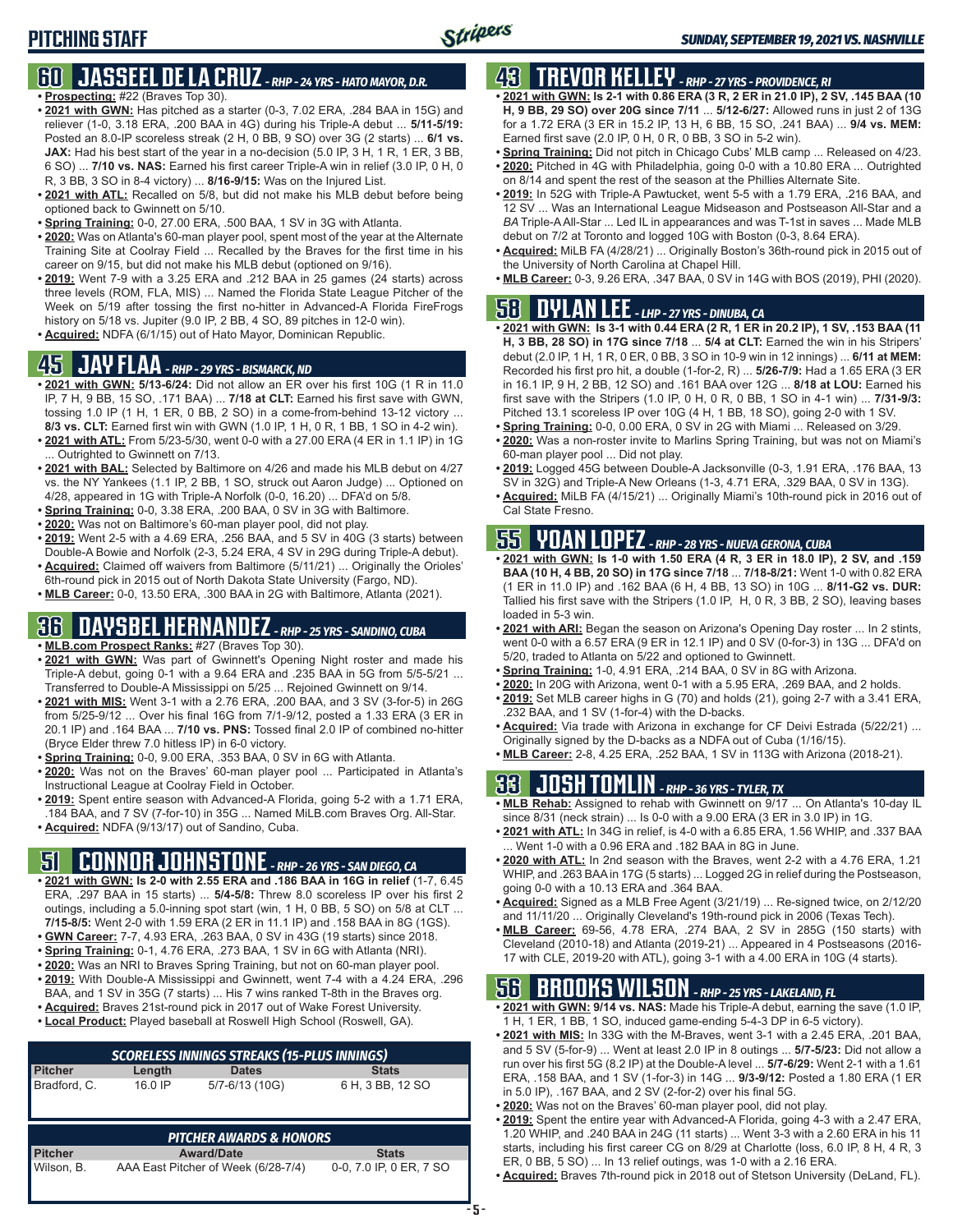## PITCHING STAFF

*SUNDAY, SEPTEMBER 19, 2021 VS. NASHVILLE*

### 60 JASSEEL DE LA CRUZ - *RHP - 24 YRS - HATO MAYOR, D.R.*

- **Prospecting:** #22 (Braves Top 30).
- **2021 with GWN:** Has pitched as a starter (0-3, 7.02 ERA, .284 BAA in 15G) and reliever (1-0, 3.18 ERA, .200 BAA in 4G) during his Triple-A debut ... **5/11-5/19:** Posted an 8.0-IP scoreless streak (2 H, 0 BB, 9 SO) over 3G (2 starts) ... **6/1 vs. JAX:** Had his best start of the year in a no-decision (5.0 IP, 3 H, 1 R, 1 ER, 3 BB, 6 SO) ... **7/10 vs. NAS:** Earned his first career Triple-A win in relief (3.0 IP, 0 H, 0 R, 3 BB, 3 SO in 8-4 victory) ... **8/16-9/15:** Was on the Injured List.
- **2021 with ATL:** Recalled on 5/8, but did not make his MLB debut before being optioned back to Gwinnett on 5/10.
- **Spring Training:** 0-0, 27.00 ERA, .500 BAA, 1 SV in 3G with Atlanta.
- **2020:** Was on Atlanta's 60-man player pool, spent most of the year at the Alternate Training Site at Coolray Field ... Recalled by the Braves for the first time in his career on 9/15, but did not make his MLB debut (optioned on 9/16).
- **2019:** Went 7-9 with a 3.25 ERA and .212 BAA in 25 games (24 starts) across three levels (ROM, FLA, MIS) ... Named the Florida State League Pitcher of the Week on 5/19 after tossing the first no-hitter in Advanced-A Florida FireFrogs history on 5/18 vs. Jupiter (9.0 IP, 2 BB, 4 SO, 89 pitches in 12-0 win).
- **Acquired:** NDFA (6/1/15) out of Hato Mayor, Dominican Republic.

### 45 JAY FLAA - *RHP - 29 YRS - BISMARCK, ND*

- **2021 with GWN: 5/13-6/24:** Did not allow an ER over his first 10G (1 R in 11.0 IP, 7 H, 9 BB, 15 SO, .171 BAA) ... **7/18 at CLT:** Earned his first save with GWN, tossing 1.0 IP (1 H, 1 ER, 0 BB, 2 SO) in a come-from-behind 13-12 victory ... **8/3 vs. CLT:** Earned first win with GWN (1.0 IP, 1 H, 0 R, 1 BB, 1 SO in 4-2 win).
- **2021 with ATL:** From 5/23-5/30, went 0-0 with a 27.00 ERA (4 ER in 1.1 IP) in 1G ... Outrighted to Gwinnett on 7/13.
- **2021 with BAL:** Selected by Baltimore on 4/26 and made his MLB debut on 4/27 vs. the NY Yankees (1.1 IP, 2 BB, 1 SO, struck out Aaron Judge) ... Optioned on 4/28, appeared in 1G with Triple-A Norfolk (0-0, 16.20) ... DFA'd on 5/8.
- **Spring Training:** 0-0, 3.38 ERA, .200 BAA, 0 SV in 3G with Baltimore.
- **2020:** Was not on Baltimore's 60-man player pool, did not play.
- **2019:** Went 2-5 with a 4.69 ERA, .256 BAA, and 5 SV in 40G (3 starts) between Double-A Bowie and Norfolk (2-3, 5.24 ERA, 4 SV in 29G during Triple-A debut).
- **Acquired:** Claimed off waivers from Baltimore (5/11/21) ... Originally the Orioles' 6th-round pick in 2015 out of North Dakota State University (Fargo, ND).
- **MLB Career:** 0-0, 13.50 ERA, .300 BAA in 2G with Baltimore, Atlanta (2021).

### 36 DAYSBEL HERNANDEZ - *RHP - 25 YRS - SANDINO, CUBA*

- **MLB.com Prospect Ranks:** #27 (Braves Top 30).
- **2021 with GWN:** Was part of Gwinnett's Opening Night roster and made his Triple-A debut, going 0-1 with a 9.64 ERA and .235 BAA in 5G from 5/5-5/21 ... Transferred to Double-A Mississippi on 5/25 ... Rejoined Gwinnett on 9/14.
- **2021 with MIS:** Went 3-1 with a 2.76 ERA, .200 BAA, and 3 SV (3-for-5) in 26G from 5/25-9/12 ... Over his final 16G from 7/1-9/12, posted a 1.33 ERA (3 ER in 20.1 IP) and .164 BAA ... **7/10 vs. PNS:** Tossed final 2.0 IP of combined no-hitter (Bryce Elder threw 7.0 hitless IP) in 6-0 victory.
- **Spring Training:** 0-0, 9.00 ERA, .353 BAA, 0 SV in 6G with Atlanta.
- **2020:** Was not on the Braves' 60-man player pool ... Participated in Atlanta's Instructional League at Coolray Field in October.
- **2019:** Spent entire season with Advanced-A Florida, going 5-2 with a 1.71 ERA, .184 BAA, and 7 SV (7-for-10) in 35G ... Named MiLB.com Braves Org. All-Star.
- **Acquired:** NDFA (9/13/17) out of Sandino, Cuba.

### 51 CONNOR JOHNSTONE - *RHP - 26 YRS - SAN DIEGO, CA*

- **2021 with GWN: Is 2-0 with 2.55 ERA and .186 BAA in 16G in relief** (1-7, 6.45 ERA, .297 BAA in 15 starts) ... **5/4-5/8:** Threw 8.0 scoreless IP over his first 2 outings, including a 5.0-inning spot start (win, 1 H, 0 BB, 5 SO) on 5/8 at CLT ... **7/15-8/5:** Went 2-0 with 1.59 ERA (2 ER in 11.1 IP) and .158 BAA in 8G (1GS).
- **GWN Career:** 7-7, 4.93 ERA, .263 BAA, 0 SV in 43G (19 starts) since 2018.
- **Spring Training:** 0-1, 4.76 ERA, .273 BAA, 1 SV in 6G with Atlanta (NRI).
- **2020:** Was an NRI to Braves Spring Training, but not on 60-man player pool.
- **2019:** With Double-A Mississippi and Gwinnett, went 7-4 with a 4.24 ERA, .296 BAA, and 1 SV in 35G (7 starts) ... His 7 wins ranked T-8th in the Braves org.
- **Acquired:** Braves 21st-round pick in 2017 out of Wake Forest University.
- **Local Product:** Played baseball at Roswell High School (Roswell, GA).

| SCORELESS INNINGS STREAKS (15-PLUS INNINGS) | | | |
|---|---|---|---|
| **Pitcher** | **Length** | **Dates** | **Stats** |
| Bradford, C. | 16.0 IP | 5/7-6/13 (10G) | 6 H, 3 BB, 12 SO |

| PITCHER AWARDS & HONORS | | |
|---|---|---|
| **Pitcher** | **Award/Date** | **Stats** |
| Wilson, B. | AAA East Pitcher of Week (6/28-7/4) | 0-0, 7.0 IP, 0 ER, 7 SO |

### 43 TREVOR KELLEY - *RHP - 27 YRS - PROVIDENCE, RI*

- **2021 with GWN: Is 2-1 with 0.86 ERA (3 R, 2 ER in 21.0 IP), 2 SV, .145 BAA (10 H, 9 BB, 29 SO) over 20G since 7/11** ... **5/12-6/27:** Allowed runs in just 2 of 13G for a 1.72 ERA (3 ER in 15.2 IP, 13 H, 6 BB, 15 SO, .241 BAA) ... **9/4 vs. MEM:** Earned first save (2.0 IP, 0 H, 0 R, 0 BB, 3 SO in 5-2 win).
- **Spring Training:** Did not pitch in Chicago Cubs' MLB camp ... Released on 4/23.
- **2020:** Pitched in 4G with Philadelphia, going 0-0 with a 10.80 ERA ... Outrighted on 8/14 and spent the rest of the season at the Phillies Alternate Site.
- **2019:** In 52G with Triple-A Pawtucket, went 5-5 with a 1.79 ERA, .216 BAA, and 12 SV ... Was an International League Midseason and Postseason All-Star and a *BA* Triple-A All-Star ... Led IL in appearances and was T-1st in saves ... Made MLB debut on 7/2 at Toronto and logged 10G with Boston (0-3, 8.64 ERA).
- **Acquired:** MiLB FA (4/28/21) ... Originally Boston's 36th-round pick in 2015 out of the University of North Carolina at Chapel Hill.
- **MLB Career:** 0-3, 9.26 ERA, .347 BAA, 0 SV in 14G with BOS (2019), PHI (2020).

### 58 DYLAN LEE - *LHP - 27 YRS - DINUBA, CA*

- **2021 with GWN: Is 3-1 with 0.44 ERA (2 R, 1 ER in 20.2 IP), 1 SV, .153 BAA (11 H, 3 BB, 28 SO) in 17G since 7/18** ... **5/4 at CLT:** Earned the win in his Stripers' debut (2.0 IP, 1 H, 1 R, 0 ER, 0 BB, 3 SO in 10-9 win in 12 innings) ... **6/11 at MEM:** Recorded his first pro hit, a double (1-for-2, R) ... **5/26-7/9:** Had a 1.65 ERA (3 ER in 16.1 IP, 9 H, 2 BB, 12 SO) and .161 BAA over 12G ... **8/18 at LOU:** Earned his first save with the Stripers (1.0 IP, 0 H, 0 R, 0 BB, 1 SO in 4-1 win) ... **7/31-9/3:** Pitched 13.1 scoreless IP over 10G (4 H, 1 BB, 18 SO), going 2-0 with 1 SV.
- **Spring Training:** 0-0, 0.00 ERA, 0 SV in 2G with Miami ... Released on 3/29.
- **2020:** Was a non-roster invite to Marlins Spring Training, but was not on Miami's 60-man player pool ... Did not play.
- **2019:** Logged 45G between Double-A Jacksonville (0-3, 1.91 ERA, .176 BAA, 13 SV in 32G) and Triple-A New Orleans (1-3, 4.71 ERA, .329 BAA, 0 SV in 13G).
- **Acquired:** MiLB FA (4/15/21) ... Originally Miami's 10th-round pick in 2016 out of Cal State Fresno.

### 55 YOAN LOPEZ - *RHP - 28 YRS - NUEVA GERONA, CUBA*

- **2021 with GWN: Is 1-0 with 1.50 ERA (4 R, 3 ER in 18.0 IP), 2 SV, and .159 BAA (10 H, 4 BB, 20 SO) in 17G since 7/18** ... **7/18-8/21:** Went 1-0 with 0.82 ERA (1 ER in 11.0 IP) and .162 BAA (6 H, 4 BB, 13 SO) in 10G ... **8/11-G2 vs. DUR:** Tallied his first save with the Stripers (1.0 IP, H, 0 R, 3 BB, 2 SO), leaving bases loaded in 5-3 win.
- **2021 with ARI:** Began the season on Arizona's Opening Day roster ... In 2 stints, went 0-0 with a 6.57 ERA (9 ER in 12.1 IP) and 0 SV (0-for-3) in 13G ... DFA'd on 5/20, traded to Atlanta on 5/22 and optioned to Gwinnett.
- **Spring Training:** 1-0, 4.91 ERA, .214 BAA, 0 SV in 8G with Arizona.
- **2020:** In 20G with Arizona, went 0-1 with a 5.95 ERA, .269 BAA, and 2 holds.
- **2019:** Set MLB career highs in G (70) and holds (21), going 2-7 with a 3.41 ERA, .232 BAA, and 1 SV (1-for-4) with the D-backs.
- **Acquired:** Via trade with Arizona in exchange for CF Deivi Estrada (5/22/21) ... Originally signed by the D-backs as a NDFA out of Cuba (1/16/15).
- **MLB Career:** 2-8, 4.25 ERA, .252 BAA, 1 SV in 113G with Arizona (2018-21).

### 33 JOSH TOMLIN - *RHP - 36 YRS - TYLER, TX*

- **MLB Rehab:** Assigned to rehab with Gwinnett on 9/17 ... On Atlanta's 10-day IL since 8/31 (neck strain) ... Is 0-0 with a 9.00 ERA (3 ER in 3.0 IP) in 1G.
- **2021 with ATL:** In 34G in relief, is 4-0 with a 6.85 ERA, 1.56 WHIP, and .337 BAA ... Went 1-0 with a 0.96 ERA and .182 BAA in 8G in June.
- **2020 with ATL:** In 2nd season with the Braves, went 2-2 with a 4.76 ERA, 1.21 WHIP, and .263 BAA in 17G (5 starts) ... Logged 2G in relief during the Postseason, going 0-0 with a 10.13 ERA and .364 BAA.
- **Acquired:** Signed as a MLB Free Agent (3/21/19) ... Re-signed twice, on 2/12/20 and 11/11/20 ... Originally Cleveland's 19th-round pick in 2006 (Texas Tech).
- **MLB Career:** 69-56, 4.78 ERA, .274 BAA, 2 SV in 285G (150 starts) with Cleveland (2010-18) and Atlanta (2019-21) ... Appeared in 4 Postseasons (2016-17 with CLE, 2019-20 with ATL), going 3-1 with a 4.00 ERA in 10G (4 starts).

### 56 BROOKS WILSON - *RHP - 25 YRS - LAKELAND, FL*

- **2021 with GWN: 9/14 vs. NAS:** Made his Triple-A debut, earning the save (1.0 IP, 1 H, 1 ER, 1 BB, 1 SO, induced game-ending 5-4-3 DP in 6-5 victory).
- **2021 with MIS:** In 33G with the M-Braves, went 3-1 with a 2.45 ERA, .201 BAA, and 5 SV (5-for-9) ... Went at least 2.0 IP in 8 outings ... **5/7-5/23:** Did not allow a run over his first 5G (8.2 IP) at the Double-A level ... **5/7-6/29:** Went 2-1 with a 1.61 ERA, .158 BAA, and 1 SV (1-for-3) in 14G ... **9/3-9/12:** Posted a 1.80 ERA (1 ER in 5.0 IP), .167 BAA, and 2 SV (2-for-2) over his final 5G.
- **2020:** Was not on the Braves' 60-man player pool, did not play.
- **2019:** Spent the entire year with Advanced-A Florida, going 4-3 with a 2.47 ERA, 1.20 WHIP, and .240 BAA in 24G (11 starts) ... Went 3-3 with a 2.60 ERA in his 11 starts, including his first career CG on 8/29 at Charlotte (loss, 6.0 IP, 8 H, 4 R, 3 ER, 0 BB, 5 SO) ... In 13 relief outings, was 1-0 with a 2.16 ERA.
- **Acquired:** Braves 7th-round pick in 2018 out of Stetson University (DeLand, FL).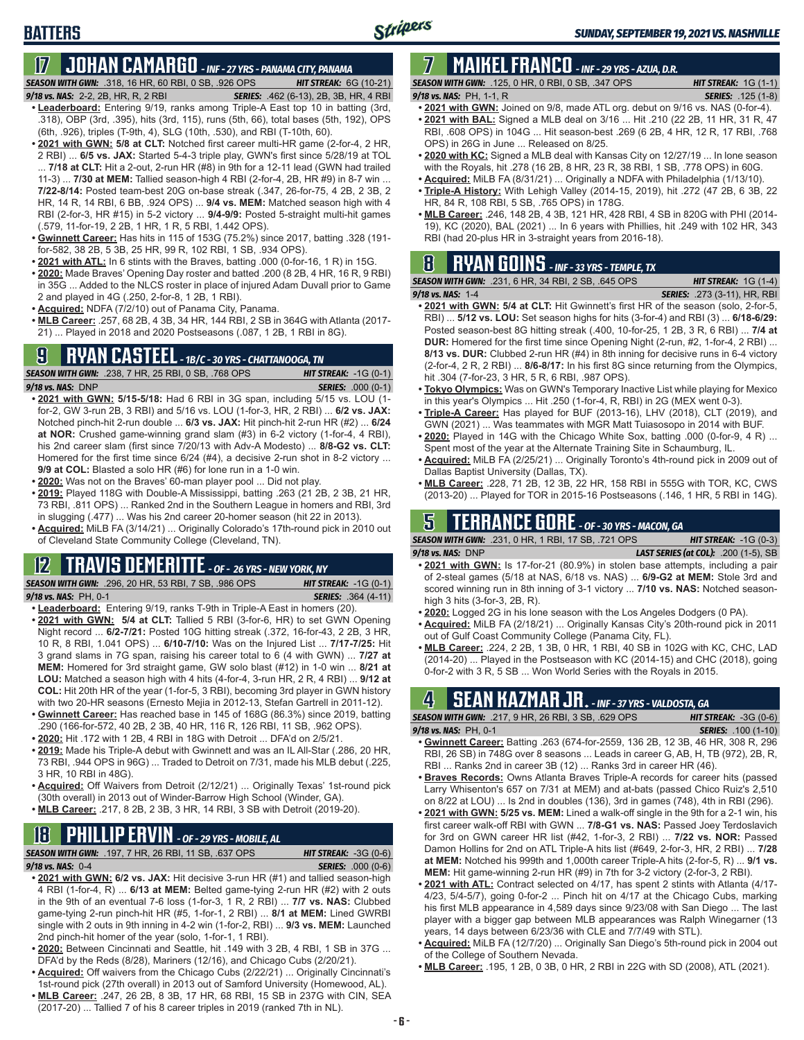# BATTERS

SUNDAY, SEPTEMBER 19, 2021 VS. NASHVILLE

## 17 JOHAN CAMARGO - INF - 27 YRS - PANAMA CITY, PANAMA

**SEASON WITH GWN:** .318, 16 HR, 60 RBI, 0 SB, .926 OPS **HIT STREAK:** 6G (10-21)
**9/18 vs. NAS:** 2-2, 2B, HR, R, 2 RBI **SERIES:** .462 (6-13), 2B, 3B, HR, 4 RBI

- **Leaderboard:** Entering 9/19, ranks among Triple-A East top 10 in batting (3rd, .318), OBP (3rd, .395), hits (3rd, 115), runs (5th, 66), total bases (5th, 192), OPS (6th, .926), triples (T-9th, 4), SLG (10th, .530), and RBI (T-10th, 60).
- **2021 with GWN: 5/8 at CLT:** Notched first career multi-HR game (2-for-4, 2 HR, 2 RBI) ... **6/5 vs. JAX:** Started 5-4-3 triple play, GWN's first since 5/28/19 at TOL ... **7/18 at CLT:** Hit a 2-out, 2-run HR (#8) in 9th for a 12-11 lead (GWN had trailed 11-3) ... **7/30 at MEM:** Tallied season-high 4 RBI (2-for-4, 2B, HR #9) in 8-7 win ... **7/22-8/14:** Posted team-best 20G on-base streak (.347, 26-for-75, 4 2B, 3 2B, 2 HR, 14 R, 14 RBI, 6 BB, .924 OPS) ... **9/4 vs. MEM:** Matched season high with 4 RBI (2-for-3, HR #15) in 5-2 victory ... **9/4-9/9:** Posted 5-straight multi-hit games (.579, 11-for-19, 2 2B, 1 HR, 1 R, 5 RBI, 1.442 OPS).
- **Gwinnett Career:** Has hits in 115 of 153G (75.2%) since 2017, batting .328 (191-for-582, 38 2B, 5 3B, 25 HR, 99 R, 102 RBI, 1 SB, .934 OPS).
- **2021 with ATL:** In 6 stints with the Braves, batting .000 (0-for-16, 1 R) in 15G.
- **2020:** Made Braves' Opening Day roster and batted .200 (8 2B, 4 HR, 16 R, 9 RBI) in 35G ... Added to the NLCS roster in place of injured Adam Duvall prior to Game 2 and played in 4G (.250, 2-for-8, 1 2B, 1 RBI).
- **Acquired:** NDFA (7/2/10) out of Panama City, Panama.
- **MLB Career:** .257, 68 2B, 4 3B, 34 HR, 144 RBI, 2 SB in 364G with Atlanta (2017-21) ... Played in 2018 and 2020 Postseasons (.087, 1 2B, 1 RBI in 8G).

## 9 RYAN CASTEEL - 1B/C - 30 YRS - CHATTANOOGA, TN

**SEASON WITH GWN:** .238, 7 HR, 25 RBI, 0 SB, .768 OPS **HIT STREAK:** -1G (0-1)
**9/18 vs. NAS:** DNP **SERIES:** .000 (0-1)

- **2021 with GWN: 5/15-5/18:** Had 6 RBI in 3G span, including 5/15 vs. LOU (1-for-2, GW 3-run 2B, 3 RBI) and 5/16 vs. LOU (1-for-3, HR, 2 RBI) ... **6/2 vs. JAX:** Notched pinch-hit 2-run double ... **6/3 vs. JAX:** Hit pinch-hit 2-run HR (#2) ... **6/24 at NOR:** Crushed game-winning grand slam (#3) in 6-2 victory (1-for-4, 4 RBI), his 2nd career slam (first since 7/20/13 with Adv-A Modesto) ... **8/8-G2 vs. CLT:** Homered for the first time since 6/24 (#4), a decisive 2-run shot in 8-2 victory ... **9/9 at COL:** Blasted a solo HR (#6) for lone run in a 1-0 win.
- **2020:** Was not on the Braves' 60-man player pool ... Did not play.
- **2019:** Played 118G with Double-A Mississippi, batting .263 (21 2B, 2 3B, 21 HR, 73 RBI, .811 OPS) ... Ranked 2nd in the Southern League in homers and RBI, 3rd in slugging (.477) ... Was his 2nd career 20-homer season (hit 22 in 2013).
- **Acquired:** MiLB FA (3/14/21) ... Originally Colorado's 17th-round pick in 2010 out of Cleveland State Community College (Cleveland, TN).

## 12 TRAVIS DEMERITTE - OF - 26 YRS - NEW YORK, NY

**SEASON WITH GWN:** .296, 20 HR, 53 RBI, 7 SB, .986 OPS **HIT STREAK:** -1G (0-1)
**9/18 vs. NAS:** PH, 0-1 **SERIES:** .364 (4-11)

- **Leaderboard:** Entering 9/19, ranks T-9th in Triple-A East in homers (20).
- **2021 with GWN: 5/4 at CLT:** Tallied 5 RBI (3-for-6, HR) to set GWN Opening Night record ... **6/2-7/21:** Posted 10G hitting streak (.372, 16-for-43, 2 2B, 3 HR, 10 R, 8 RBI, 1.041 OPS) ... **6/10-7/10:** Was on the Injured List ... **7/17-7/25:** Hit 3 grand slams in 7G span, raising his career total to 6 (4 with GWN) ... **7/27 at MEM:** Homered for 3rd straight game, GW solo blast (#12) in 1-0 win ... **8/21 at LOU:** Matched a season high with 4 hits (4-for-4, 3-run HR, 2 R, 4 RBI) ... **9/12 at COL:** Hit 20th HR of the year (1-for-5, 3 RBI), becoming 3rd player in GWN history with two 20-HR seasons (Ernesto Mejia in 2012-13, Stefan Gartrell in 2011-12).
- **Gwinnett Career:** Has reached base in 145 of 168G (86.3%) since 2019, batting .290 (166-for-572, 40 2B, 2 3B, 40 HR, 116 R, 126 RBI, 11 SB, .962 OPS).
- **2020:** Hit .172 with 1 2B, 4 RBI in 18G with Detroit ... DFA'd on 2/5/21.
- **2019:** Made his Triple-A debut with Gwinnett and was an IL All-Star (.286, 20 HR, 73 RBI, .944 OPS in 96G) ... Traded to Detroit on 7/31, made his MLB debut (.225, 3 HR, 10 RBI in 48G).
- **Acquired:** Off Waivers from Detroit (2/12/21) ... Originally Texas' 1st-round pick (30th overall) in 2013 out of Winder-Barrow High School (Winder, GA).
- **MLB Career:** .217, 8 2B, 2 3B, 3 HR, 14 RBI, 3 SB with Detroit (2019-20).

## 18 PHILLIP ERVIN - OF - 29 YRS - MOBILE, AL

**SEASON WITH GWN:** .197, 7 HR, 26 RBI, 11 SB, .637 OPS **HIT STREAK:** -3G (0-6)
**9/18 vs. NAS:** 0-4 **SERIES:** .000 (0-6)

- **2021 with GWN: 6/2 vs. JAX:** Hit decisive 3-run HR (#1) and tallied season-high 4 RBI (1-for-4, R) ... **6/13 at MEM:** Belted game-tying 2-run HR (#2) with 2 outs in the 9th for an eventual 7-6 loss (1-for-3, 1 R, 2 RBI) ... **7/7 vs. NAS:** Clubbed game-tying 2-run pinch-hit HR (#5, 1-for-1, 2 RBI) ... **8/1 at MEM:** Lined GWRBI single with 2 outs in 9th inning in 4-2 win (1-for-2, RBI) ... **9/3 vs. MEM:** Launched 2nd pinch-hit homer of the year (solo, 1-for-1, 1 RBI).
- **2020:** Between Cincinnati and Seattle, hit .149 with 3 2B, 4 RBI, 1 SB in 37G ... DFA'd by the Reds (8/28), Mariners (12/16), and Chicago Cubs (2/20/21).
- **Acquired:** Off waivers from the Chicago Cubs (2/22/21) ... Originally Cincinnati's 1st-round pick (27th overall) in 2013 out of Samford University (Homewood, AL).
- **MLB Career:** .247, 26 2B, 8 3B, 17 HR, 68 RBI, 15 SB in 237G with CIN, SEA (2017-20) ... Tallied 7 of his 8 career triples in 2019 (ranked 7th in NL).

## 7 MAIKEL FRANCO - INF - 29 YRS - AZUA, D.R.

**SEASON WITH GWN:** .125, 0 HR, 0 RBI, 0 SB, .347 OPS **HIT STREAK:** 1G (1-1)
**9/18 vs. NAS:** PH, 1-1, R **SERIES:** .125 (1-8)

- **2021 with GWN:** Joined on 9/8, made ATL org. debut on 9/16 vs. NAS (0-for-4).
- **2021 with BAL:** Signed a MLB deal on 3/16 ... Hit .210 (22 2B, 11 HR, 31 R, 47 RBI, .608 OPS) in 104G ... Hit season-best .269 (6 2B, 4 HR, 12 R, 17 RBI, .768 OPS) in 26G in June ... Released on 8/25.
- **2020 with KC:** Signed a MLB deal with Kansas City on 12/27/19 ... In lone season with the Royals, hit .278 (16 2B, 8 HR, 23 R, 38 RBI, 1 SB, .778 OPS) in 60G.
- **Acquired:** MiLB FA (8/31/21) ... Originally a NDFA with Philadelphia (1/13/10).
- **Triple-A History:** With Lehigh Valley (2014-15, 2019), hit .272 (47 2B, 6 3B, 22 HR, 84 R, 108 RBI, 5 SB, .765 OPS) in 178G.
- **MLB Career:** .246, 148 2B, 4 3B, 121 HR, 428 RBI, 4 SB in 820G with PHI (2014-19), KC (2020), BAL (2021) ... In 6 years with Phillies, hit .249 with 102 HR, 343 RBI (had 20-plus HR in 3-straight years from 2016-18).

## 8 RYAN GOINS - INF - 33 YRS - TEMPLE, TX

**SEASON WITH GWN:** .231, 6 HR, 34 RBI, 2 SB, .645 OPS **HIT STREAK:** 1G (1-4)
**9/18 vs. NAS:** 1-4 **SERIES:** .273 (3-11), HR, RBI

- **2021 with GWN: 5/4 at CLT:** Hit Gwinnett's first HR of the season (solo, 2-for-5, RBI) ... **5/12 vs. LOU:** Set season highs for hits (3-for-4) and RBI (3) ... **6/18-6/29:** Posted season-best 8G hitting streak (.400, 10-for-25, 1 2B, 3 R, 6 RBI) ... **7/4 at DUR:** Homered for the first time since Opening Night (2-run, #2, 1-for-4, 2 RBI) ... **8/13 vs. DUR:** Clubbed 2-run HR (#4) in 8th inning for decisive runs in 6-4 victory (2-for-4, 2 R, 2 RBI) ... **8/6-8/17:** In his first 8G since returning from the Olympics, hit .304 (7-for-23, 3 HR, 5 R, 6 RBI, .987 OPS).
- **Tokyo Olympics:** Was on GWN's Temporary Inactive List while playing for Mexico in this year's Olympics ... Hit .250 (1-for-4, R, RBI) in 2G (MEX went 0-3).
- **Triple-A Career:** Has played for BUF (2013-16), LHV (2018), CLT (2019), and GWN (2021) ... Was teammates with MGR Matt Tuiasosopo in 2014 with BUF.
- **2020:** Played in 14G with the Chicago White Sox, batting .000 (0-for-9, 4 R) ... Spent most of the year at the Alternate Training Site in Schaumburg, IL.
- **Acquired:** MiLB FA (2/25/21) ... Originally Toronto's 4th-round pick in 2009 out of Dallas Baptist University (Dallas, TX).
- **MLB Career:** .228, 71 2B, 12 3B, 22 HR, 158 RBI in 555G with TOR, KC, CWS (2013-20) ... Played for TOR in 2015-16 Postseasons (.146, 1 HR, 5 RBI in 14G).

## 5 TERRANCE GORE - OF - 30 YRS - MACON, GA

**SEASON WITH GWN:** .231, 0 HR, 1 RBI, 17 SB, .721 OPS **HIT STREAK:** -1G (0-3)
**9/18 vs. NAS:** DNP **LAST SERIES (at COL):** .200 (1-5), SB

- **2021 with GWN:** Is 17-for-21 (80.9%) in stolen base attempts, including a pair of 2-steal games (5/18 at NAS, 6/18 vs. NAS) ... **6/9-G2 at MEM:** Stole 3rd and scored winning run in 8th inning of 3-1 victory ... **7/10 vs. NAS:** Notched season-high 3 hits (3-for-3, 2B, R).
- **2020:** Logged 2G in his lone season with the Los Angeles Dodgers (0 PA).
- **Acquired:** MiLB FA (2/18/21) ... Originally Kansas City's 20th-round pick in 2011 out of Gulf Coast Community College (Panama City, FL).
- **MLB Career:** .224, 2 2B, 1 3B, 0 HR, 1 RBI, 40 SB in 102G with KC, CHC, LAD (2014-20) ... Played in the Postseason with KC (2014-15) and CHC (2018), going 0-for-2 with 3 R, 5 SB ... Won World Series with the Royals in 2015.

## 4 SEAN KAZMAR JR. - INF - 37 YRS - VALDOSTA, GA

**SEASON WITH GWN:** .217, 9 HR, 26 RBI, 3 SB, .629 OPS **HIT STREAK:** -3G (0-6)
**9/18 vs. NAS:** PH, 0-1 **SERIES:** .100 (1-10)

- **Gwinnett Career:** Batting .263 (674-for-2559, 136 2B, 12 3B, 46 HR, 308 R, 296 RBI, 26 SB) in 748G over 8 seasons ... Leads in career G, AB, H, TB (972), 2B, R, RBI ... Ranks 2nd in career 3B (12) ... Ranks 3rd in career HR (46).
- **Braves Records:** Owns Atlanta Braves Triple-A records for career hits (passed Larry Whisenton's 657 on 7/31 at MEM) and at-bats (passed Chico Ruiz's 2,510 on 8/22 at LOU) ... Is 2nd in doubles (136), 3rd in games (748), 4th in RBI (296).
- **2021 with GWN: 5/25 vs. MEM:** Lined a walk-off single in the 9th for a 2-1 win, his first career walk-off RBI with GWN ... **7/8-G1 vs. NAS:** Passed Joey Terdoslavich for 3rd on GWN career HR list (#42, 1-for-3, 2 RBI) ... **7/22 vs. NOR:** Passed Damon Hollins for 2nd on ATL Triple-A hits list (#649, 2-for-3, HR, 2 RBI) ... **7/28 at MEM:** Notched his 999th and 1,000th career Triple-A hits (2-for-5, R) ... **9/1 vs. MEM:** Hit game-winning 2-run HR (#9) in 7th for 3-2 victory (2-for-3, 2 RBI).
- **2021 with ATL:** Contract selected on 4/17, has spent 2 stints with Atlanta (4/17-4/23, 5/4-5/7), going 0-for-2 ... Pinch hit on 4/17 at the Chicago Cubs, marking his first MLB appearance in 4,589 days since 9/23/08 with San Diego ... The last player with a bigger gap between MLB appearances was Ralph Winegarner (13 years, 14 days between 6/23/36 with CLE and 7/7/49 with STL).
- **Acquired:** MiLB FA (12/7/20) ... Originally San Diego's 5th-round pick in 2004 out of the College of Southern Nevada.
- **MLB Career:** .195, 1 2B, 0 3B, 0 HR, 2 RBI in 22G with SD (2008), ATL (2021).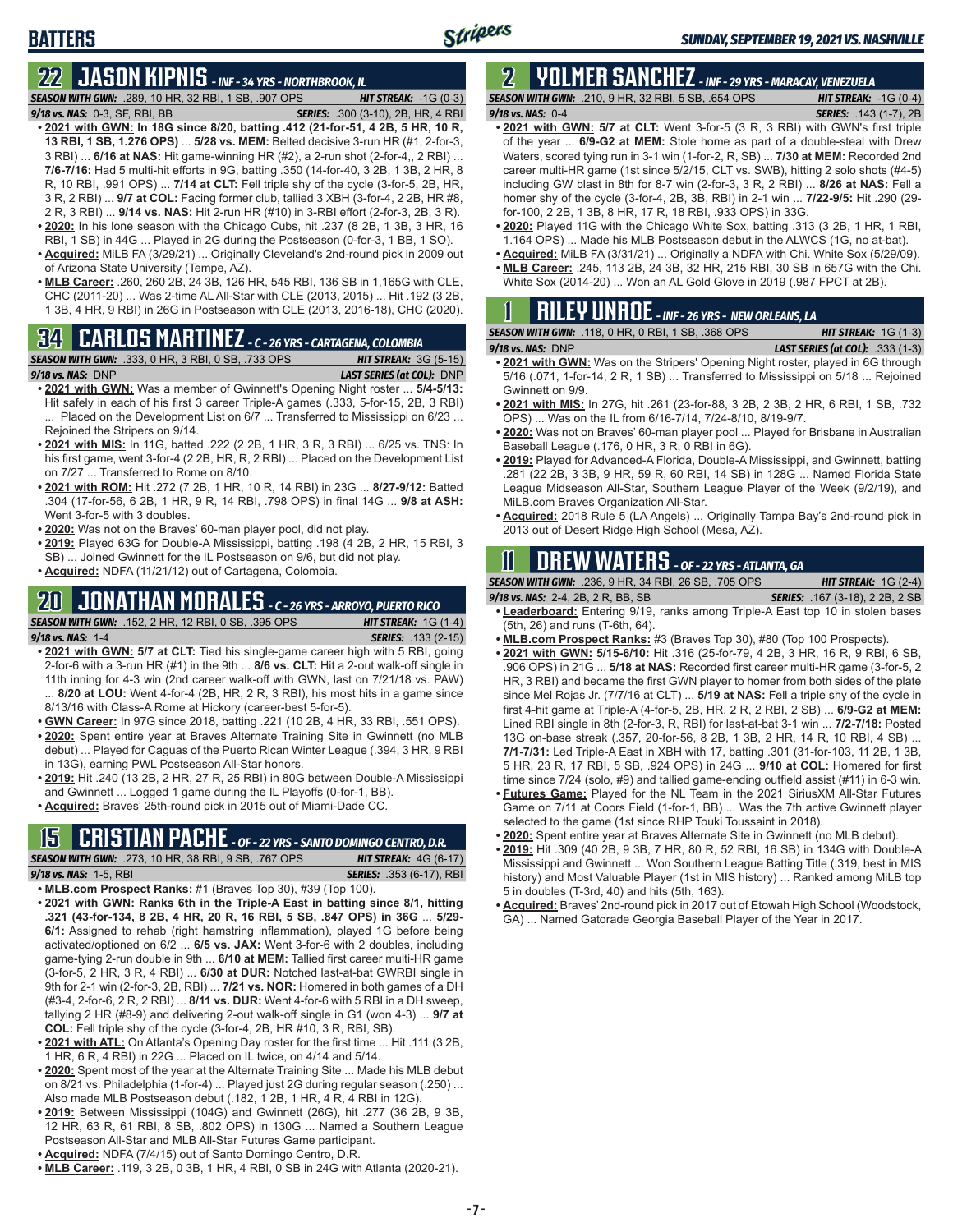## BATTERS

*SUNDAY, SEPTEMBER 19, 2021 VS. NASHVILLE*

## 22 JASON KIPNIS - INF - 34 YRS - NORTHBROOK, IL

**SEASON WITH GWN:** .289, 10 HR, 32 RBI, 1 SB, .907 OPS | **HIT STREAK:** -1G (0-3)
**9/18 vs. NAS:** 0-3, SF, RBI, BB | **SERIES:** .300 (3-10), 2B, HR, 4 RBI

- **2021 with GWN: In 18G since 8/20, batting .412 (21-for-51, 4 2B, 5 HR, 10 R, 13 RBI, 1 SB, 1.276 OPS)** ... **5/28 vs. MEM:** Belted decisive 3-run HR (#1, 2-for-3, 3 RBI) ... **6/16 at NAS:** Hit game-winning HR (#2), a 2-run shot (2-for-4,, 2 RBI) ... **7/6-7/16:** Had 5 multi-hit efforts in 9G, batting .350 (14-for-40, 3 2B, 1 3B, 2 HR, 8 R, 10 RBI, .991 OPS) ... **7/14 at CLT:** Fell triple shy of the cycle (3-for-5, 2B, HR, 3 R, 2 RBI) ... **9/7 at COL:** Facing former club, tallied 3 XBH (3-for-4, 2 2B, HR #8, 2 R, 3 RBI) ... **9/14 vs. NAS:** Hit 2-run HR (#10) in 3-RBI effort (2-for-3, 2B, 3 R).
- **2020:** In his lone season with the Chicago Cubs, hit .237 (8 2B, 1 3B, 3 HR, 16 RBI, 1 SB) in 44G ... Played in 2G during the Postseason (0-for-3, 1 BB, 1 SO).
- **Acquired:** MiLB FA (3/29/21) ... Originally Cleveland's 2nd-round pick in 2009 out of Arizona State University (Tempe, AZ).
- **MLB Career:** .260, 260 2B, 24 3B, 126 HR, 545 RBI, 136 SB in 1,165G with CLE, CHC (2011-20) ... Was 2-time AL All-Star with CLE (2013, 2015) ... Hit .192 (3 2B, 1 3B, 4 HR, 9 RBI) in 26G in Postseason with CLE (2013, 2016-18), CHC (2020).

## 34 CARLOS MARTINEZ - C - 26 YRS - CARTAGENA, COLOMBIA

**SEASON WITH GWN:** .333, 0 HR, 3 RBI, 0 SB, .733 OPS | **HIT STREAK:** 3G (5-15)
**9/18 vs. NAS:** DNP | **LAST SERIES (at COL):** DNP

- **2021 with GWN:** Was a member of Gwinnett's Opening Night roster ... **5/4-5/13:** Hit safely in each of his first 3 career Triple-A games (.333, 5-for-15, 2B, 3 RBI) ... Placed on the Development List on 6/7 ... Transferred to Mississippi on 6/23 ... Rejoined the Stripers on 9/14.
- **2021 with MIS:** In 11G, batted .222 (2 2B, 1 HR, 3 R, 3 RBI) ... 6/25 vs. TNS: In his first game, went 3-for-4 (2 2B, HR, R, 2 RBI) ... Placed on the Development List on 7/27 ... Transferred to Rome on 8/10.
- **2021 with ROM:** Hit .272 (7 2B, 1 HR, 10 R, 14 RBI) in 23G ... **8/27-9/12:** Batted .304 (17-for-56, 6 2B, 1 HR, 9 R, 14 RBI, .798 OPS) in final 14G ... **9/8 at ASH:** Went 3-for-5 with 3 doubles.
- **2020:** Was not on the Braves' 60-man player pool, did not play.
- **2019:** Played 63G for Double-A Mississippi, batting .198 (4 2B, 2 HR, 15 RBI, 3 SB) ... Joined Gwinnett for the IL Postseason on 9/6, but did not play.
- **Acquired:** NDFA (11/21/12) out of Cartagena, Colombia.

## 20 JONATHAN MORALES - C - 26 YRS - ARROYO, PUERTO RICO

**SEASON WITH GWN:** .152, 2 HR, 12 RBI, 0 SB, .395 OPS | **HIT STREAK:** 1G (1-4)
**9/18 vs. NAS:** 1-4 | **SERIES:** .133 (2-15)

- **2021 with GWN: 5/7 at CLT:** Tied his single-game career high with 5 RBI, going 2-for-6 with a 3-run HR (#1) in the 9th ... **8/6 vs. CLT:** Hit a 2-out walk-off single in 11th inning for 4-3 win (2nd career walk-off with GWN, last on 7/21/18 vs. PAW) ... **8/20 at LOU:** Went 4-for-4 (2B, HR, 2 R, 3 RBI), his most hits in a game since 8/13/16 with Class-A Rome at Hickory (career-best 5-for-5).
- **GWN Career:** In 97G since 2018, batting .221 (10 2B, 4 HR, 33 RBI, .551 OPS).
- **2020:** Spent entire year at Braves Alternate Training Site in Gwinnett (no MLB debut) ... Played for Caguas of the Puerto Rican Winter League (.394, 3 HR, 9 RBI in 13G), earning PWL Postseason All-Star honors.
- **2019:** Hit .240 (13 2B, 2 HR, 27 R, 25 RBI) in 80G between Double-A Mississippi and Gwinnett ... Logged 1 game during the IL Playoffs (0-for-1, BB).
- **Acquired:** Braves' 25th-round pick in 2015 out of Miami-Dade CC.

## 15 CRISTIAN PACHE - OF - 22 YRS - SANTO DOMINGO CENTRO, D.R.

**SEASON WITH GWN:** .273, 10 HR, 38 RBI, 9 SB, .767 OPS | **HIT STREAK:** 4G (6-17)
**9/18 vs. NAS:** 1-5, RBI | **SERIES:** .353 (6-17), RBI

- **MLB.com Prospect Ranks:** #1 (Braves Top 30), #39 (Top 100).
- **2021 with GWN: Ranks 6th in the Triple-A East in batting since 8/1, hitting .321 (43-for-134, 8 2B, 4 HR, 20 R, 16 RBI, 5 SB, .847 OPS) in 36G** ... **5/29-6/1:** Assigned to rehab (right hamstring inflammation), played 1G before being activated/optioned on 6/2 ... **6/5 vs. JAX:** Went 3-for-6 with 2 doubles, including game-tying 2-run double in 9th ... **6/10 at MEM:** Tallied first career multi-HR game (3-for-5, 2 HR, 3 R, 4 RBI) ... **6/30 at DUR:** Notched last-at-bat GWRBI single in 9th for 2-1 win (2-for-3, 2B, RBI) ... **7/21 vs. NOR:** Homered in both games of a DH (#3-4, 2-for-6, 2 R, 2 RBI) ... **8/11 vs. DUR:** Went 4-for-6 with 5 RBI in a DH sweep, tallying 2 HR (#8-9) and delivering 2-out walk-off single in G1 (won 4-3) ... **9/7 at COL:** Fell triple shy of the cycle (3-for-4, 2B, HR #10, 3 R, RBI, SB).
- **2021 with ATL:** On Atlanta's Opening Day roster for the first time ... Hit .111 (3 2B, 1 HR, 6 R, 4 RBI) in 22G ... Placed on IL twice, on 4/14 and 5/14.
- **2020:** Spent most of the year at the Alternate Training Site ... Made his MLB debut on 8/21 vs. Philadelphia (1-for-4) ... Played just 2G during regular season (.250) ... Also made MLB Postseason debut (.182, 1 2B, 1 HR, 4 R, 4 RBI in 12G).
- **2019:** Between Mississippi (104G) and Gwinnett (26G), hit .277 (36 2B, 9 3B, 12 HR, 63 R, 61 RBI, 8 SB, .802 OPS) in 130G ... Named a Southern League Postseason All-Star and MLB All-Star Futures Game participant.
- **Acquired:** NDFA (7/4/15) out of Santo Domingo Centro, D.R.
- **MLB Career:** .119, 3 2B, 0 3B, 1 HR, 4 RBI, 0 SB in 24G with Atlanta (2020-21).

## 2 YOLMER SANCHEZ - INF - 29 YRS - MARACAY, VENEZUELA

**SEASON WITH GWN:** .210, 9 HR, 32 RBI, 5 SB, .654 OPS | **HIT STREAK:** -1G (0-4)
**9/18 vs. NAS:** 0-4 | **SERIES:** .143 (1-7), 2B

- **2021 with GWN:** 5/7 at CLT: Went 3-for-5 (3 R, 3 RBI) with GWN's first triple of the year ... **6/9-G2 at MEM:** Stole home as part of a double-steal with Drew Waters, scored tying run in 3-1 win (1-for-2, R, SB) ... **7/30 at MEM:** Recorded 2nd career multi-HR game (1st since 5/2/15, CLT vs. SWB), hitting 2 solo shots (#4-5) including GW blast in 8th for 8-7 win (2-for-3, 3 R, 2 RBI) ... **8/26 at NAS:** Fell a homer shy of the cycle (3-for-4, 2B, 3B, RBI) in 2-1 win ... **7/22-9/5:** Hit .290 (29-for-100, 2 2B, 1 3B, 8 HR, 17 R, 18 RBI, .933 OPS) in 33G.
- **2020:** Played 11G with the Chicago White Sox, batting .313 (3 2B, 1 HR, 1 RBI, 1.164 OPS) ... Made his MLB Postseason debut in the ALWCS (1G, no at-bat).
- **Acquired:** MiLB FA (3/31/21) ... Originally a NDFA with Chi. White Sox (5/29/09).
- **MLB Career:** .245, 113 2B, 24 3B, 32 HR, 215 RBI, 30 SB in 657G with the Chi. White Sox (2014-20) ... Won an AL Gold Glove in 2019 (.987 FPCT at 2B).

## 1 RILEY UNROE - INF - 26 YRS - NEW ORLEANS, LA

**SEASON WITH GWN:** .118, 0 HR, 0 RBI, 1 SB, .368 OPS | **HIT STREAK:** 1G (1-3)
**9/18 vs. NAS:** DNP | **LAST SERIES (at COL):** .333 (1-3)

- **2021 with GWN:** Was on the Stripers' Opening Night roster, played in 6G through 5/16 (.071, 1-for-14, 2 R, 1 SB) ... Transferred to Mississippi on 5/18 ... Rejoined Gwinnett on 9/9.
- **2021 with MIS:** In 27G, hit .261 (23-for-88, 3 2B, 2 3B, 2 HR, 6 RBI, 1 SB, .732 OPS) ... Was on the IL from 6/16-7/14, 7/24-8/10, 8/19-9/7.
- **2020:** Was not on Braves' 60-man player pool ... Played for Brisbane in Australian Baseball League (.176, 0 HR, 3 R, 0 RBI in 6G).
- **2019:** Played for Advanced-A Florida, Double-A Mississippi, and Gwinnett, batting .281 (22 2B, 3 3B, 9 HR, 59 R, 60 RBI, 14 SB) in 128G ... Named Florida State League Midseason All-Star, Southern League Player of the Week (9/2/19), and MiLB.com Braves Organization All-Star.
- **Acquired:** 2018 Rule 5 (LA Angels) ... Originally Tampa Bay's 2nd-round pick in 2013 out of Desert Ridge High School (Mesa, AZ).

## 11 DREW WATERS - OF - 22 YRS - ATLANTA, GA

**SEASON WITH GWN:** .236, 9 HR, 34 RBI, 26 SB, .705 OPS | **HIT STREAK:** 1G (2-4)
**9/18 vs. NAS:** 2-4, 2B, 2 R, BB, SB | **SERIES:** .167 (3-18), 2 2B, 2 SB

- **Leaderboard:** Entering 9/19, ranks among Triple-A East top 10 in stolen bases (5th, 26) and runs (T-6th, 64).
- **MLB.com Prospect Ranks:** #3 (Braves Top 30), #80 (Top 100 Prospects).
- **2021 with GWN: 5/15-6/10:** Hit .316 (25-for-79, 4 2B, 3 HR, 16 R, 9 RBI, 6 SB, .906 OPS) in 21G ... **5/18 at NAS:** Recorded first career multi-HR game (3-for-5, 2 HR, 3 RBI) and became the first GWN player to homer from both sides of the plate since Mel Rojas Jr. (7/7/16 at CLT) ... **5/19 at NAS:** Fell a triple shy of the cycle in first 4-hit game at Triple-A (4-for-5, 2B, HR, 2 R, 2 RBI, 2 SB) ... **6/9-G2 at MEM:** Lined RBI single in 8th (2-for-3, R, RBI) for last-at-bat 3-1 win ... **7/2-7/18:** Posted 13G on-base streak (.357, 20-for-56, 8 2B, 1 3B, 2 HR, 14 R, 10 RBI, 4 SB) ... **7/1-7/31:** Led Triple-A East in XBH with 17, batting .301 (31-for-103, 11 2B, 1 3B, 5 HR, 23 R, 17 RBI, 5 SB, .924 OPS) in 24G ... **9/10 at COL:** Homered for first time since 7/24 (solo, #9) and tallied game-ending outfield assist (#11) in 6-3 win.
- **Futures Game:** Played for the NL Team in the 2021 SiriusXM All-Star Futures Game on 7/11 at Coors Field (1-for-1, BB) ... Was the 7th active Gwinnett player selected to the game (1st since RHP Touki Toussaint in 2018).
- **2020:** Spent entire year at Braves Alternate Site in Gwinnett (no MLB debut).
- **2019:** Hit .309 (40 2B, 9 3B, 7 HR, 80 R, 52 RBI, 16 SB) in 134G with Double-A Mississippi and Gwinnett ... Won Southern League Batting Title (.319, best in MIS history) and Most Valuable Player (1st in MIS history) ... Ranked among MiLB top 5 in doubles (T-3rd, 40) and hits (5th, 163).
- **Acquired:** Braves' 2nd-round pick in 2017 out of Etowah High School (Woodstock, GA) ... Named Gatorade Georgia Baseball Player of the Year in 2017.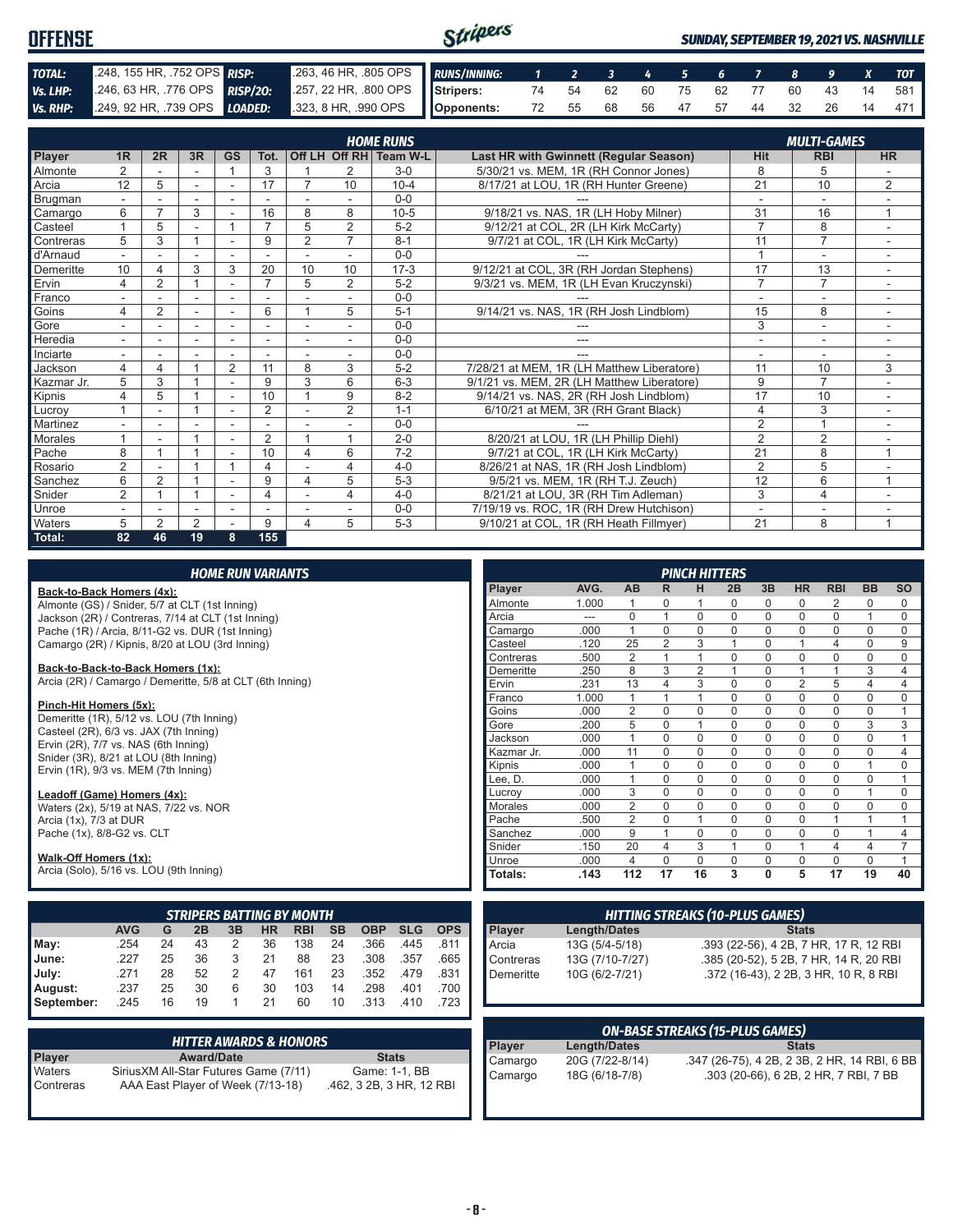# OFFENSE

*SUNDAY, SEPTEMBER 19, 2021 VS. NASHVILLE*

| | | | |
|---|---|---|---|
| **TOTAL:** | .248, 155 HR, .752 OPS | **RISP:** | .263, 46 HR, .805 OPS |
| **Vs. LHP:** | .246, 63 HR, .776 OPS | **RISP/2O:** | .257, 22 HR, .800 OPS |
| **Vs. RHP:** | .249, 92 HR, .739 OPS | **LOADED:** | .323, 8 HR, .990 OPS |

| RUNS/INNING: | 1 | 2 | 3 | 4 | 5 | 6 | 7 | 8 | 9 | X | TOT |
|---|---|---|---|---|---|---|---|---|---|---|---|
| Stripers: | 74 | 54 | 62 | 60 | 75 | 62 | 77 | 60 | 43 | 14 | 581 |
| Opponents: | 72 | 55 | 68 | 56 | 47 | 57 | 44 | 32 | 26 | 14 | 471 |

| | HOME RUNS | | | | | | | | | MULTI-GAMES | | |
|---|---|---|---|---|---|---|---|---|---|---|---|---|
| Player | 1R | 2R | 3R | GS | Tot. | Off LH | Off RH | Team W-L | Last HR with Gwinnett (Regular Season) | Hit | RBI | HR |
| Almonte | 2 | - | - | 1 | 3 | 1 | 2 | 3-0 | 5/30/21 vs. MEM, 1R (RH Connor Jones) | 8 | 5 | - |
| Arcia | 12 | 5 | - | - | 17 | 7 | 10 | 10-4 | 8/17/21 at LOU, 1R (RH Hunter Greene) | 21 | 10 | 2 |
| Brugman | - | - | - | - | - | - | - | 0-0 | --- | - | - | - |
| Camargo | 6 | 7 | 3 | - | 16 | 8 | 8 | 10-5 | 9/18/21 vs. NAS, 1R (LH Hoby Milner) | 31 | 16 | 1 |
| Casteel | 1 | 5 | - | 1 | 7 | 5 | 2 | 5-2 | 9/12/21 at COL, 2R (LH Kirk McCarty) | 7 | 8 | - |
| Contreras | 5 | 3 | 1 | - | 9 | 2 | 7 | 8-1 | 9/7/21 at COL, 1R (LH Kirk McCarty) | 11 | 7 | - |
| d'Arnaud | - | - | - | - | - | - | - | 0-0 | --- | 1 | - | - |
| Demeritte | 10 | 4 | 3 | 3 | 20 | 10 | 10 | 17-3 | 9/12/21 at COL, 3R (RH Jordan Stephens) | 17 | 13 | - |
| Ervin | 4 | 2 | 1 | - | 7 | 5 | 2 | 5-2 | 9/3/21 vs. MEM, 1R (LH Evan Kruczynski) | 7 | 7 | - |
| Franco | - | - | - | - | - | - | - | 0-0 | --- | - | - | - |
| Goins | 4 | 2 | - | - | 6 | 1 | 5 | 5-1 | 9/14/21 vs. NAS, 1R (RH Josh Lindblom) | 15 | 8 | - |
| Gore | - | - | - | - | - | - | - | 0-0 | --- | 3 | - | - |
| Heredia | - | - | - | - | - | - | - | 0-0 | --- | - | - | - |
| Inciarte | - | - | - | - | - | - | - | 0-0 | --- | - | - | - |
| Jackson | 4 | 4 | 1 | 2 | 11 | 8 | 3 | 5-2 | 7/28/21 at MEM, 1R (LH Matthew Liberatore) | 11 | 10 | 3 |
| Kazmar Jr. | 5 | 3 | 1 | - | 9 | 3 | 6 | 6-3 | 9/1/21 vs. MEM, 2R (LH Matthew Liberatore) | 9 | 7 | - |
| Kipnis | 4 | 5 | 1 | - | 10 | 1 | 9 | 8-2 | 9/14/21 vs. NAS, 2R (RH Josh Lindblom) | 17 | 10 | - |
| Lucroy | 1 | - | 1 | - | 2 | - | 2 | 1-1 | 6/10/21 at MEM, 3R (RH Grant Black) | 4 | 3 | - |
| Martinez | - | - | - | - | - | - | - | 0-0 | --- | 2 | 1 | - |
| Morales | 1 | - | 1 | - | 2 | 1 | 1 | 2-0 | 8/20/21 at LOU, 1R (LH Phillip Diehl) | 2 | 2 | - |
| Pache | 8 | 1 | 1 | - | 10 | 4 | 6 | 7-2 | 9/7/21 at COL, 1R (LH Kirk McCarty) | 21 | 8 | 1 |
| Rosario | 2 | - | 1 | 1 | 4 | - | 4 | 4-0 | 8/26/21 at NAS, 1R (RH Josh Lindblom) | 2 | 5 | - |
| Sanchez | 6 | 2 | 1 | - | 9 | 4 | 5 | 5-3 | 9/5/21 vs. MEM, 1R (RH T.J. Zeuch) | 12 | 6 | 1 |
| Snider | 2 | 1 | 1 | - | 4 | - | 4 | 4-0 | 8/21/21 at LOU, 3R (RH Tim Adleman) | 3 | 4 | - |
| Unroe | - | - | - | - | - | - | - | 0-0 | 7/19/19 vs. ROC, 1R (RH Drew Hutchison) | - | - | - |
| Waters | 5 | 2 | 2 | - | 9 | 4 | 5 | 5-3 | 9/10/21 at COL, 1R (RH Heath Fillmyer) | 21 | 8 | 1 |
| Total: | 82 | 46 | 19 | 8 | 155 | | | | | | | |

## HOME RUN VARIANTS

**Back-to-Back Homers (4x):**
Almonte (GS) / Snider, 5/7 at CLT (1st Inning)
Jackson (2R) / Contreras, 7/14 at CLT (1st Inning)
Pache (1R) / Arcia, 8/11-G2 vs. DUR (1st Inning)
Camargo (2R) / Kipnis, 8/20 at LOU (3rd Inning)

**Back-to-Back-to-Back Homers (1x):**
Arcia (2R) / Camargo / Demeritte, 5/8 at CLT (6th Inning)

**Pinch-Hit Homers (5x):**
Demeritte (1R), 5/12 vs. LOU (7th Inning)
Casteel (2R), 6/3 vs. JAX (7th Inning)
Ervin (2R), 7/7 vs. NAS (6th Inning)
Snider (3R), 8/21 at LOU (8th Inning)
Ervin (1R), 9/3 vs. MEM (7th Inning)

**Leadoff (Game) Homers (4x):**
Waters (2x), 5/19 at NAS, 7/22 vs. NOR
Arcia (1x), 7/3 at DUR
Pache (1x), 8/8-G2 vs. CLT

**Walk-Off Homers (1x):**
Arcia (Solo), 5/16 vs. LOU (9th Inning)

## PINCH HITTERS

| Player | AVG. | AB | R | H | 2B | 3B | HR | RBI | BB | SO |
|---|---|---|---|---|---|---|---|---|---|---|
| Almonte | 1.000 | 1 | 0 | 1 | 0 | 0 | 0 | 2 | 0 | 0 |
| Arcia | --- | 0 | 1 | 0 | 0 | 0 | 0 | 0 | 1 | 0 |
| Camargo | .000 | 1 | 0 | 0 | 0 | 0 | 0 | 0 | 0 | 0 |
| Casteel | .120 | 25 | 2 | 3 | 1 | 0 | 1 | 4 | 0 | 9 |
| Contreras | .500 | 2 | 1 | 1 | 0 | 0 | 0 | 0 | 0 | 0 |
| Demeritte | .250 | 8 | 3 | 2 | 1 | 0 | 1 | 1 | 3 | 4 |
| Ervin | .231 | 13 | 4 | 3 | 0 | 0 | 2 | 5 | 4 | 4 |
| Franco | 1.000 | 1 | 1 | 1 | 0 | 0 | 0 | 0 | 0 | 0 |
| Goins | .000 | 2 | 0 | 0 | 0 | 0 | 0 | 0 | 0 | 1 |
| Gore | .200 | 5 | 0 | 1 | 0 | 0 | 0 | 0 | 3 | 3 |
| Jackson | .000 | 1 | 0 | 0 | 0 | 0 | 0 | 0 | 0 | 1 |
| Kazmar Jr. | .000 | 11 | 0 | 0 | 0 | 0 | 0 | 0 | 0 | 4 |
| Kipnis | .000 | 1 | 0 | 0 | 0 | 0 | 0 | 0 | 1 | 0 |
| Lee, D. | .000 | 1 | 0 | 0 | 0 | 0 | 0 | 0 | 0 | 1 |
| Lucroy | .000 | 3 | 0 | 0 | 0 | 0 | 0 | 0 | 1 | 0 |
| Morales | .000 | 2 | 0 | 0 | 0 | 0 | 0 | 0 | 0 | 0 |
| Pache | .500 | 2 | 0 | 1 | 0 | 0 | 0 | 1 | 1 | 1 |
| Sanchez | .000 | 9 | 1 | 0 | 0 | 0 | 0 | 0 | 1 | 4 |
| Snider | .150 | 20 | 4 | 3 | 1 | 0 | 1 | 4 | 4 | 7 |
| Unroe | .000 | 4 | 0 | 0 | 0 | 0 | 0 | 0 | 0 | 1 |
| Totals: | .143 | 112 | 17 | 16 | 3 | 0 | 5 | 17 | 19 | 40 |

## STRIPERS BATTING BY MONTH

| | AVG | G | 2B | 3B | HR | RBI | SB | OBP | SLG | OPS |
|---|---|---|---|---|---|---|---|---|---|---|
| May: | .254 | 24 | 43 | 2 | 36 | 138 | 24 | .366 | .445 | .811 |
| June: | .227 | 25 | 36 | 3 | 21 | 88 | 23 | .308 | .357 | .665 |
| July: | .271 | 28 | 52 | 2 | 47 | 161 | 23 | .352 | .479 | .831 |
| August: | .237 | 25 | 30 | 6 | 30 | 103 | 14 | .298 | .401 | .700 |
| September: | .245 | 16 | 19 | 1 | 21 | 60 | 10 | .313 | .410 | .723 |

## HITTING STREAKS (10-PLUS GAMES)

| Player | Length/Dates | Stats |
|---|---|---|
| Arcia | 13G (5/4-5/18) | .393 (22-56), 4 2B, 7 HR, 17 R, 12 RBI |
| Contreras | 13G (7/10-7/27) | .385 (20-52), 5 2B, 7 HR, 14 R, 20 RBI |
| Demeritte | 10G (6/2-7/21) | .372 (16-43), 2 2B, 3 HR, 10 R, 8 RBI |

## HITTER AWARDS & HONORS

| Player | Award/Date | Stats |
|---|---|---|
| Waters | SiriusXM All-Star Futures Game (7/11) | Game: 1-1, BB |
| Contreras | AAA East Player of Week (7/13-18) | .462, 3 2B, 3 HR, 12 RBI |

## ON-BASE STREAKS (15-PLUS GAMES)

| Player | Length/Dates | Stats |
|---|---|---|
| Camargo | 20G (7/22-8/14) | .347 (26-75), 4 2B, 2 3B, 2 HR, 14 RBI, 6 BB |
| Camargo | 18G (6/18-7/8) | .303 (20-66), 6 2B, 2 HR, 7 RBI, 7 BB |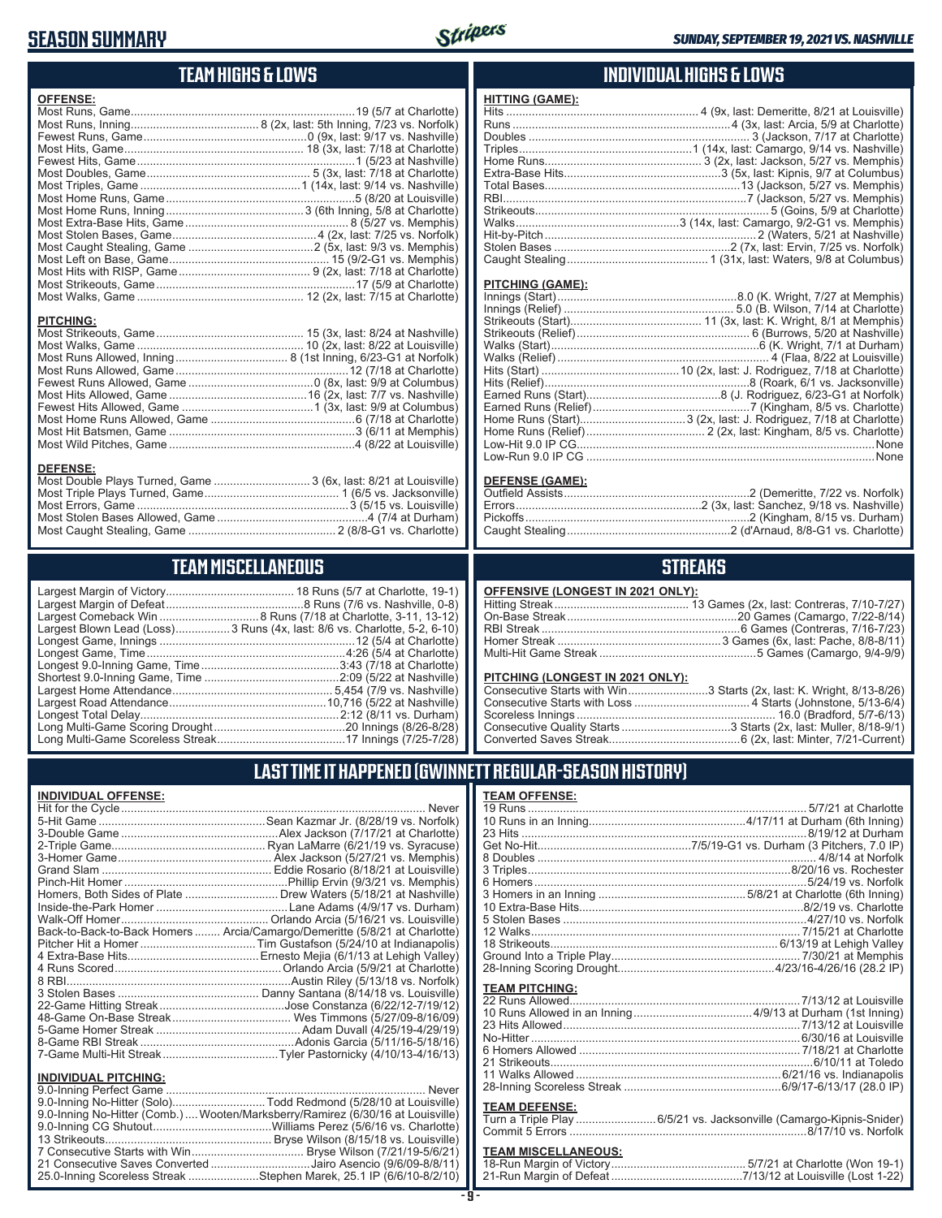# SEASON SUMMARY

*SUNDAY, SEPTEMBER 19, 2021 VS. NASHVILLE*

## TEAM HIGHS & LOWS

**OFFENSE:**

| | |
|---|---|
| Most Runs, Game | 19 (5/7 at Charlotte) |
| Most Runs, Inning | 8 (2x, last: 5th Inning, 7/23 vs. Norfolk) |
| Fewest Runs, Game | 0 (9x, last: 9/17 vs. Nashville) |
| Most Hits, Game | 18 (3x, last: 7/18 at Charlotte) |
| Fewest Hits, Game | 1 (5/23 at Nashville) |
| Most Doubles, Game | 5 (3x, last: 7/18 at Charlotte) |
| Most Triples, Game | 1 (14x, last: 9/14 vs. Nashville) |
| Most Home Runs, Game | 5 (8/20 at Louisville) |
| Most Home Runs, Inning | 3 (6th Inning, 5/8 at Charlotte) |
| Most Extra-Base Hits, Game | 8 (5/27 vs. Memphis) |
| Most Stolen Bases, Game | 4 (2x, last: 7/25 vs. Norfolk) |
| Most Caught Stealing, Game | 2 (5x, last: 9/3 vs. Memphis) |
| Most Left on Base, Game | 15 (9/2-G1 vs. Memphis) |
| Most Hits with RISP, Game | 9 (2x, last: 7/18 at Charlotte) |
| Most Strikeouts, Game | 17 (5/9 at Charlotte) |
| Most Walks, Game | 12 (2x, last: 7/15 at Charlotte) |

**PITCHING:**

| | |
|---|---|
| Most Strikeouts, Game | 15 (3x, last: 8/24 at Nashville) |
| Most Walks, Game | 10 (2x, last: 8/22 at Louisville) |
| Most Runs Allowed, Inning | 8 (1st Inning, 6/23-G1 at Norfolk) |
| Most Runs Allowed, Game | 12 (7/18 at Charlotte) |
| Fewest Runs Allowed, Game | 0 (8x, last: 9/9 at Columbus) |
| Most Hits Allowed, Game | 16 (2x, last: 7/7 vs. Nashville) |
| Fewest Hits Allowed, Game | 1 (3x, last: 9/9 at Columbus) |
| Most Home Runs Allowed, Game | 6 (7/18 at Charlotte) |
| Most Hit Batsmen, Game | 3 (6/11 at Memphis) |
| Most Wild Pitches, Game | 4 (8/22 at Louisville) |

**DEFENSE:**

| | |
|---|---|
| Most Double Plays Turned, Game | 3 (6x, last: 8/21 at Louisville) |
| Most Triple Plays Turned, Game | 1 (6/5 vs. Jacksonville) |
| Most Errors, Game | 3 (5/15 vs. Louisville) |
| Most Stolen Bases Allowed, Game | 4 (7/4 at Durham) |
| Most Caught Stealing, Game | 2 (8/8-G1 vs. Charlotte) |

## INDIVIDUAL HIGHS & LOWS

**HITTING (GAME):**

| | |
|---|---|
| Hits | 4 (9x, last: Demeritte, 8/21 at Louisville) |
| Runs | 4 (3x, last: Arcia, 5/9 at Charlotte) |
| Doubles | 3 (Jackson, 7/17 at Charlotte) |
| Triples | 1 (14x, last: Camargo, 9/14 vs. Nashville) |
| Home Runs | 3 (2x, last: Jackson, 5/27 vs. Memphis) |
| Extra-Base Hits | 3 (5x, last: Kipnis, 9/7 at Columbus) |
| Total Bases | 13 (Jackson, 5/27 vs. Memphis) |
| RBI | 7 (Jackson, 5/27 vs. Memphis) |
| Strikeouts | 5 (Goins, 5/9 at Charlotte) |
| Walks | 3 (14x, last: Camargo, 9/2-G1 vs. Memphis) |
| Hit-by-Pitch | 2 (Waters, 5/21 at Nashville) |
| Stolen Bases | 2 (7x, last: Ervin, 7/25 vs. Norfolk) |
| Caught Stealing | 1 (31x, last: Waters, 9/8 at Columbus) |

**PITCHING (GAME):**

| | |
|---|---|
| Innings (Start) | 8.0 (K. Wright, 7/27 at Memphis) |
| Innings (Relief) | 5.0 (B. Wilson, 7/14 at Charlotte) |
| Strikeouts (Start) | 11 (3x, last: K. Wright, 8/1 at Memphis) |
| Strikeouts (Relief) | 6 (Burrows, 5/20 at Nashville) |
| Walks (Start) | 6 (K. Wright, 7/1 at Durham) |
| Walks (Relief) | 4 (Flaa, 8/22 at Louisville) |
| Hits (Start) | 10 (2x, last: J. Rodriguez, 7/18 at Charlotte) |
| Hits (Relief) | 8 (Roark, 6/1 vs. Jacksonville) |
| Earned Runs (Start) | 8 (J. Rodriguez, 6/23-G1 at Norfolk) |
| Earned Runs (Relief) | 7 (Kingham, 8/5 vs. Charlotte) |
| Home Runs (Start) | 3 (2x, last: J. Rodriguez, 7/18 at Charlotte) |
| Home Runs (Relief) | 2 (2x, last: Kingham, 8/5 vs. Charlotte) |
| Low-Hit 9.0 IP CG | None |
| Low-Run 9.0 IP CG | None |

**DEFENSE (GAME):**

| | |
|---|---|
| Outfield Assists | 2 (Demeritte, 7/22 vs. Norfolk) |
| Errors | 2 (3x, last: Sanchez, 9/18 vs. Nashville) |
| Pickoffs | 2 (Kingham, 8/15 vs. Durham) |
| Caught Stealing | 2 (d'Arnaud, 8/8-G1 vs. Charlotte) |

## TEAM MISCELLANEOUS

| | |
|---|---|
| Largest Margin of Victory | 18 Runs (5/7 at Charlotte, 19-1) |
| Largest Margin of Defeat | 8 Runs (7/6 vs. Nashville, 0-8) |
| Largest Comeback Win | 8 Runs (7/18 at Charlotte, 3-11, 13-12) |
| Largest Blown Lead (Loss) | 3 Runs (4x, last: 8/6 vs. Charlotte, 5-2, 6-10) |
| Longest Game, Innings | 12 (5/4 at Charlotte) |
| Longest Game, Time | 4:26 (5/4 at Charlotte) |
| Longest 9.0-Inning Game, Time | 3:43 (7/18 at Charlotte) |
| Shortest 9.0-Inning Game, Time | 2:09 (5/22 at Nashville) |
| Largest Home Attendance | 5,454 (7/9 vs. Nashville) |
| Largest Road Attendance | 10,716 (5/22 at Nashville) |
| Longest Total Delay | 2:12 (8/11 vs. Durham) |
| Long Multi-Game Scoring Drought | 20 Innings (8/26-8/28) |
| Long Multi-Game Scoreless Streak | 17 Innings (7/25-7/28) |

## STREAKS

**OFFENSIVE (LONGEST IN 2021 ONLY):**

| | |
|---|---|
| Hitting Streak | 13 Games (2x, last: Contreras, 7/10-7/27) |
| On-Base Streak | 20 Games (Camargo, 7/22-8/14) |
| RBI Streak | 6 Games (Contreras, 7/16-7/23) |
| Homer Streak | 3 Games (6x, last: Pache, 8/8-8/11) |
| Multi-Hit Game Streak | 5 Games (Camargo, 9/4-9/9) |

**PITCHING (LONGEST IN 2021 ONLY):**

| | |
|---|---|
| Consecutive Starts with Win | 3 Starts (2x, last: K. Wright, 8/13-8/26) |
| Consecutive Starts with Loss | 4 Starts (Johnstone, 5/13-6/4) |
| Scoreless Innings | 16.0 (Bradford, 5/7-6/13) |
| Consecutive Quality Starts | 3 Starts (2x, last: Muller, 8/18-9/1) |
| Converted Saves Streak | 6 (2x, last: Minter, 7/21-Current) |

## LAST TIME IT HAPPENED (GWINNETT REGULAR-SEASON HISTORY)

**INDIVIDUAL OFFENSE:**

| | |
|---|---|
| Hit for the Cycle | Never |
| 5-Hit Game | Sean Kazmar Jr. (8/28/19 vs. Norfolk) |
| 3-Double Game | Alex Jackson (7/17/21 at Charlotte) |
| 2-Triple Game | Ryan LaMarre (6/21/19 vs. Syracuse) |
| 3-Homer Game | Alex Jackson (5/27/21 vs. Memphis) |
| Grand Slam | Eddie Rosario (8/18/21 at Louisville) |
| Pinch-Hit Homer | Phillip Ervin (9/3/21 vs. Memphis) |
| Homers, Both Sides of Plate | Drew Waters (5/18/21 at Nashville) |
| Inside-the-Park Homer | Lane Adams (4/9/17 vs. Durham) |
| Walk-Off Homer | Orlando Arcia (5/16/21 vs. Louisville) |
| Back-to-Back-to-Back Homers | Arcia/Camargo/Demeritte (5/8/21 at Charlotte) |
| Pitcher Hit a Homer | Tim Gustafson (5/24/10 at Indianapolis) |
| 4 Extra-Base Hits | Ernesto Mejia (6/1/13 at Lehigh Valley) |
| 4 Runs Scored | Orlando Arcia (5/9/21 at Charlotte) |
| 8 RBI | Austin Riley (5/13/18 vs. Norfolk) |
| 3 Stolen Bases | Danny Santana (8/14/18 vs. Louisville) |
| 22-Game Hitting Streak | Jose Constanza (6/22/12-7/19/12) |
| 48-Game On-Base Streak | Wes Timmons (5/27/09-8/16/09) |
| 5-Game Homer Streak | Adam Duvall (4/25/19-4/29/19) |
| 8-Game RBI Streak | Adonis Garcia (5/11/16-5/18/16) |
| 7-Game Multi-Hit Streak | Tyler Pastornicky (4/10/13-4/16/13) |

**INDIVIDUAL PITCHING:**

| | |
|---|---|
| 9.0-Inning Perfect Game | Never |
| 9.0-Inning No-Hitter (Solo) | Todd Redmond (5/28/10 at Louisville) |
| 9.0-Inning No-Hitter (Comb.) | Wooten/Marksberry/Ramirez (6/30/16 at Louisville) |
| 9.0-Inning CG Shutout | Williams Perez (5/6/16 vs. Charlotte) |
| 13 Strikeouts | Bryse Wilson (8/15/18 vs. Louisville) |
| 7 Consecutive Starts with Win | Bryse Wilson (7/21/19-5/6/21) |
| 21 Consecutive Saves Converted | Jairo Asencio (9/6/09-8/8/11) |
| 25.0-Inning Scoreless Streak | Stephen Marek, 25.1 IP (6/6/10-8/2/10) |

**TEAM OFFENSE:**

| | |
|---|---|
| 19 Runs | 5/7/21 at Charlotte |
| 10 Runs in an Inning | 4/17/11 at Durham (6th Inning) |
| 23 Hits | 8/19/12 at Durham |
| Get No-Hit | 7/5/19-G1 vs. Durham (3 Pitchers, 7.0 IP) |
| 8 Doubles | 4/8/14 at Norfolk |
| 3 Triples | 8/20/16 vs. Rochester |
| 6 Homers | 5/24/19 vs. Norfolk |
| 3 Homers in an Inning | 5/8/21 at Charlotte (6th Inning) |
| 10 Extra-Base Hits | 8/2/19 vs. Charlotte |
| 5 Stolen Bases | 4/27/10 vs. Norfolk |
| 12 Walks | 7/15/21 at Charlotte |
| 18 Strikeouts | 6/13/19 at Lehigh Valley |
| Ground Into a Triple Play | 7/30/21 at Memphis |
| 28-Inning Scoring Drought | 4/23/16-4/26/16 (28.2 IP) |

**TEAM PITCHING:**

| | |
|---|---|
| 22 Runs Allowed | 7/13/12 at Louisville |
| 10 Runs Allowed in an Inning | 4/9/13 at Durham (1st Inning) |
| 23 Hits Allowed | 7/13/12 at Louisville |
| No-Hitter | 6/30/16 at Louisville |
| 6 Homers Allowed | 7/18/21 at Charlotte |
| 21 Strikeouts | 6/10/11 at Toledo |
| 11 Walks Allowed | 6/21/16 vs. Indianapolis |
| 28-Inning Scoreless Streak | 6/9/17-6/13/17 (28.0 IP) |

**TEAM DEFENSE:**

| | |
|---|---|
| Turn a Triple Play | 6/5/21 vs. Jacksonville (Camargo-Kipnis-Snider) |
| Commit 5 Errors | 8/17/10 vs. Norfolk |

**TEAM MISCELLANEOUS:**

| | |
|---|---|
| 18-Run Margin of Victory | 5/7/21 at Charlotte (Won 19-1) |
| 21-Run Margin of Defeat | 7/13/12 at Louisville (Lost 1-22) |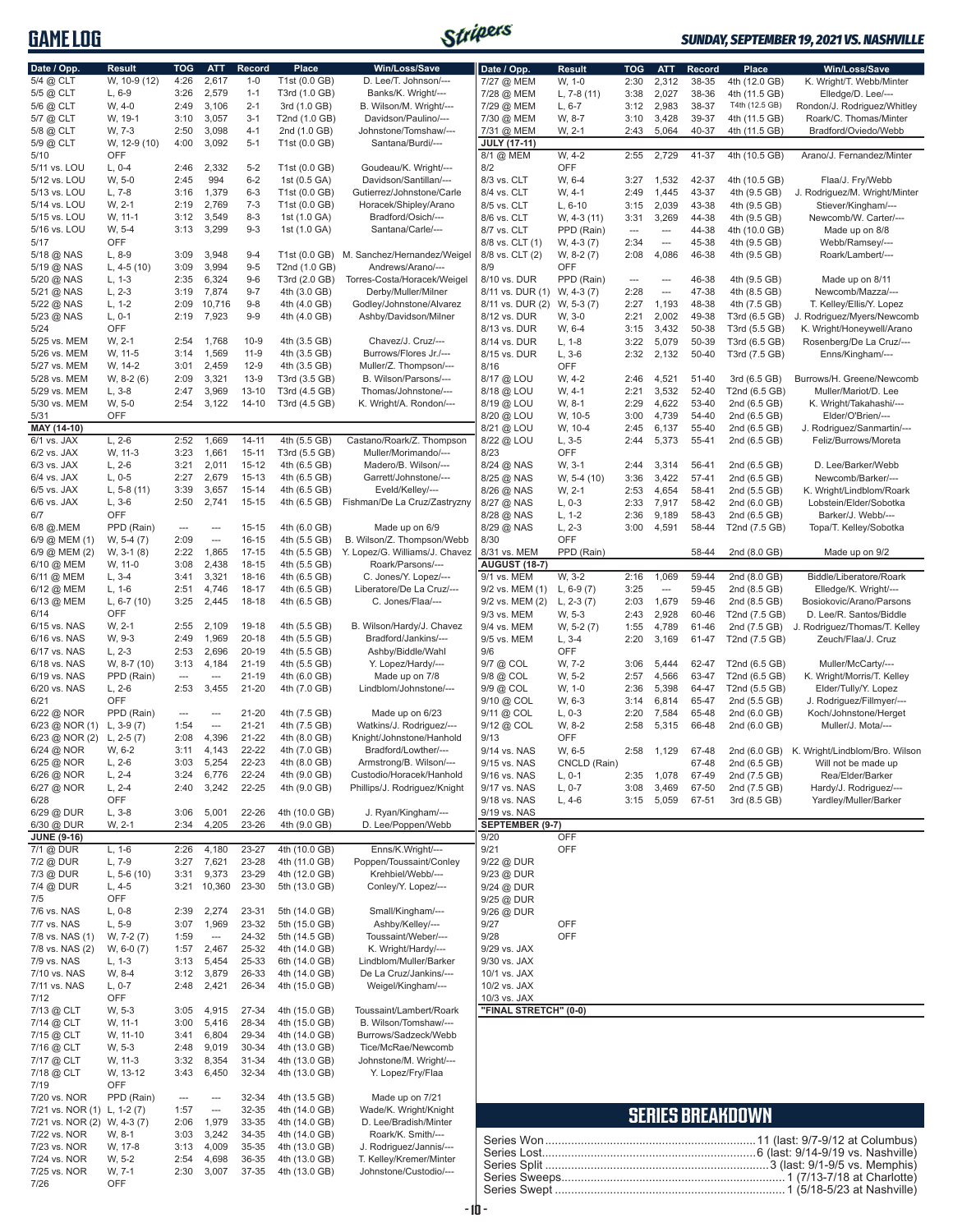# GAME LOG

| Date / Opp. | Result | TOG | ATT | Record | Place | Win/Loss/Save |
|---|---|---|---|---|---|---|
| 5/4 @ CLT | W, 10-9 (12) | 4:26 | 2,617 | 1-0 | T1st (0.0 GB) | D. Lee/T. Johnson/--- |
| 5/5 @ CLT | L, 6-9 | 3:26 | 2,579 | 1-1 | T3rd (1.0 GB) | Banks/K. Wright/--- |
| 5/6 @ CLT | W, 4-0 | 2:49 | 3,106 | 2-1 | 3rd (1.0 GB) | B. Wilson/M. Wright/--- |
| 5/7 @ CLT | W, 19-1 | 3:10 | 3,057 | 3-1 | T2nd (1.0 GB) | Davidson/Paulino/--- |
| 5/8 @ CLT | W, 7-3 | 2:50 | 3,098 | 4-1 | 2nd (1.0 GB) | Johnstone/Tomshaw/--- |
| 5/9 @ CLT | W, 12-9 (10) | 4:00 | 3,092 | 5-1 | T1st (0.0 GB) | Santana/Burdi/--- |
| 5/10 | OFF | | | | | |
| 5/11 vs. LOU | L, 0-4 | 2:46 | 2,332 | 5-2 | T1st (0.0 GB) | Goudeau/K. Wright/--- |
| 5/12 vs. LOU | W, 5-0 | 2:45 | 994 | 6-2 | 1st (0.5 GA) | Davidson/Santillan/--- |
| 5/13 vs. LOU | L, 7-8 | 3:16 | 1,379 | 6-3 | T1st (0.0 GB) | Gutierrez/Johnstone/Carle |
| 5/14 vs. LOU | W, 2-1 | 2:19 | 2,769 | 7-3 | T1st (0.0 GB) | Horacek/Shipley/Arano |
| 5/15 vs. LOU | W, 11-1 | 3:12 | 3,549 | 8-3 | 1st (1.0 GA) | Bradford/Osich/--- |
| 5/16 vs. LOU | W, 5-4 | 3:13 | 3,299 | 9-3 | 1st (1.0 GA) | Santana/Carle/--- |
| 5/17 | OFF | | | | | |
| 5/18 @ NAS | L, 8-9 | 3:09 | 3,948 | 9-4 | T1st (0.0 GB) | M. Sanchez/Hernandez/Weigel |
| 5/19 @ NAS | L, 4-5 (10) | 3:09 | 3,994 | 9-5 | T2nd (1.0 GB) | Andrews/Arano/--- |
| 5/20 @ NAS | L, 1-3 | 2:35 | 6,324 | 9-6 | T3rd (2.0 GB) | Torres-Costa/Horacek/Weigel |
| 5/21 @ NAS | L, 2-3 | 3:19 | 7,874 | 9-7 | 4th (3.0 GB) | Derby/Muller/Milner |
| 5/22 @ NAS | L, 1-2 | 2:09 | 10,716 | 9-8 | 4th (4.0 GB) | Godley/Johnstone/Alvarez |
| 5/23 @ NAS | L, 0-1 | 2:19 | 7,923 | 9-9 | 4th (4.0 GB) | Ashby/Davidson/Milner |
| 5/24 | OFF | | | | | |
| 5/25 vs. MEM | W, 2-1 | 2:54 | 1,768 | 10-9 | 4th (3.5 GB) | Chavez/J. Cruz/--- |
| 5/26 vs. MEM | W, 11-5 | 3:14 | 1,569 | 11-9 | 4th (3.5 GB) | Burrows/Flores Jr./--- |
| 5/27 vs. MEM | W, 14-2 | 3:01 | 2,459 | 12-9 | 4th (3.5 GB) | Muller/Z. Thompson/--- |
| 5/28 vs. MEM | W, 8-2 (6) | 2:09 | 3,321 | 13-9 | T3rd (3.5 GB) | B. Wilson/Parsons/--- |
| 5/29 vs. MEM | L, 3-8 | 2:47 | 3,969 | 13-10 | T3rd (4.5 GB) | Thomas/Johnstone/--- |
| 5/30 vs. MEM | W, 5-0 | 2:54 | 3,122 | 14-10 | T3rd (4.5 GB) | K. Wright/A. Rondon/--- |
| 5/31 | OFF | | | | | |
| **MAY (14-10)** | | | | | | |
| 6/1 vs. JAX | L, 2-6 | 2:52 | 1,669 | 14-11 | 4th (5.5 GB) | Castano/Roark/Z. Thompson |
| 6/2 vs. JAX | W, 11-3 | 3:23 | 1,661 | 15-11 | T3rd (5.5 GB) | Muller/Morimando/--- |
| 6/3 vs. JAX | L, 2-6 | 3:21 | 2,011 | 15-12 | 4th (6.5 GB) | Madero/B. Wilson/--- |
| 6/4 vs. JAX | L, 0-5 | 2:27 | 2,679 | 15-13 | 4th (6.5 GB) | Garrett/Johnstone/--- |
| 6/5 vs. JAX | L, 5-8 (11) | 3:39 | 3,657 | 15-14 | 4th (6.5 GB) | Eveld/Kelley/--- |
| 6/6 vs. JAX | L, 3-6 | 2:50 | 2,741 | 15-15 | 4th (6.5 GB) | Fishman/De La Cruz/Zastryzny |
| 6/7 | OFF | | | | | |
| 6/8 @ MEM | PPD (Rain) | --- | --- | 15-15 | 4th (6.0 GB) | Made up on 6/9 |
| 6/9 @ MEM (1) | W, 5-4 (7) | 2:09 | --- | 16-15 | 4th (5.5 GB) | B. Wilson/Z. Thompson/Webb |
| 6/9 @ MEM (2) | W, 3-1 (8) | 2:22 | 1,865 | 17-15 | 4th (5.5 GB) | Y. Lopez/G. Williams/J. Chavez |
| 6/10 @ MEM | W, 11-0 | 3:08 | 2,438 | 18-15 | 4th (5.5 GB) | Roark/Parsons/--- |
| 6/11 @ MEM | L, 3-4 | 3:41 | 3,321 | 18-16 | 4th (6.5 GB) | C. Jones/Y. Lopez/--- |
| 6/12 @ MEM | L, 1-6 | 2:51 | 4,746 | 18-17 | 4th (6.5 GB) | Liberatore/De La Cruz/--- |
| 6/13 @ MEM | L, 6-7 (10) | 3:25 | 2,445 | 18-18 | 4th (6.5 GB) | C. Jones/Flaa/--- |
| 6/14 | OFF | | | | | |
| 6/15 vs. NAS | W, 2-1 | 2:55 | 2,109 | 19-18 | 4th (5.5 GB) | B. Wilson/Hardy/J. Chavez |
| 6/16 vs. NAS | W, 9-3 | 2:49 | 1,969 | 20-18 | 4th (5.5 GB) | Bradford/Jankins/--- |
| 6/17 vs. NAS | L, 2-3 | 2:53 | 2,696 | 20-19 | 4th (5.5 GB) | Ashby/Biddle/Wahl |
| 6/18 vs. NAS | W, 8-7 (10) | 3:13 | 4,184 | 21-19 | 4th (5.5 GB) | Y. Lopez/Hardy/--- |
| 6/19 vs. NAS | PPD (Rain) | --- | --- | 21-19 | 4th (6.0 GB) | Made up on 7/8 |
| 6/20 vs. NAS | L, 2-6 | 2:53 | 3,455 | 21-20 | 4th (7.0 GB) | Lindblom/Johnstone/--- |
| 6/21 | OFF | | | | | |
| 6/22 @ NOR | PPD (Rain) | --- | --- | 21-20 | 4th (7.5 GB) | Made up on 6/23 |
| 6/23 @ NOR (1) | L, 3-9 (7) | 1:54 | --- | 21-21 | 4th (7.5 GB) | Watkins/J. Rodriguez/--- |
| 6/23 @ NOR (2) | L, 2-5 (7) | 2:08 | 4,396 | 21-22 | 4th (8.0 GB) | Knight/Johnstone/Hanhold |
| 6/24 @ NOR | W, 6-2 | 3:11 | 4,143 | 22-22 | 4th (7.0 GB) | Bradford/Lowther/--- |
| 6/25 @ NOR | L, 2-6 | 3:03 | 5,254 | 22-23 | 4th (8.0 GB) | Armstrong/B. Wilson/--- |
| 6/26 @ NOR | L, 2-4 | 3:24 | 6,776 | 22-24 | 4th (9.0 GB) | Custodio/Horacek/Hanhold |
| 6/27 @ NOR | L, 2-4 | 2:40 | 3,242 | 22-25 | 4th (9.0 GB) | Phillips/J. Rodriguez/Knight |
| 6/28 | OFF | | | | | |
| 6/29 @ DUR | L, 3-8 | 3:06 | 5,001 | 22-26 | 4th (10.0 GB) | J. Ryan/Kingham/--- |
| 6/30 @ DUR | W, 2-1 | 2:34 | 4,205 | 23-26 | 4th (9.0 GB) | D. Lee/Poppen/Webb |
| **JUNE (9-16)** | | | | | | |
| 7/1 @ DUR | L, 1-6 | 2:26 | 4,180 | 23-27 | 4th (10.0 GB) | Enns/K.Wright/--- |
| 7/2 @ DUR | L, 7-9 | 3:27 | 7,621 | 23-28 | 4th (11.0 GB) | Poppen/Toussaint/Conley |
| 7/3 @ DUR | L, 5-6 (10) | 3:31 | 9,373 | 23-29 | 4th (12.0 GB) | Krehbiel/Webb/--- |
| 7/4 @ DUR | L, 4-5 | 3:21 | 10,360 | 23-30 | 5th (13.0 GB) | Conley/Y. Lopez/--- |
| 7/5 | OFF | | | | | |
| 7/6 vs. NAS | L, 0-8 | 2:39 | 2,274 | 23-31 | 5th (14.0 GB) | Small/Kingham/--- |
| 7/7 vs. NAS | L, 5-9 | 3:07 | 1,969 | 23-32 | 5th (15.0 GB) | Ashby/Kelley/--- |
| 7/8 vs. NAS (1) | W, 7-2 (7) | 1:59 | --- | 24-32 | 5th (14.5 GB) | Toussaint/Weber/--- |
| 7/8 vs. NAS (2) | W, 6-0 (7) | 1:57 | 2,467 | 25-32 | 4th (14.0 GB) | K. Wright/Hardy/--- |
| 7/9 vs. NAS | L, 1-3 | 3:13 | 5,454 | 25-33 | 6th (14.0 GB) | Lindblom/Muller/Barker |
| 7/10 vs. NAS | W, 8-4 | 3:12 | 3,879 | 26-33 | 4th (14.0 GB) | De La Cruz/Jankins/--- |
| 7/11 vs. NAS | L, 0-7 | 2:48 | 2,421 | 26-34 | 4th (15.0 GB) | Weigel/Kingham/--- |
| 7/12 | OFF | | | | | |
| 7/13 @ CLT | W, 5-3 | 3:05 | 4,915 | 27-34 | 4th (15.0 GB) | Toussaint/Lambert/Roark |
| 7/14 @ CLT | W, 11-1 | 3:00 | 5,416 | 28-34 | 4th (15.0 GB) | B. Wilson/Tomshaw/--- |
| 7/15 @ CLT | W, 11-10 | 3:41 | 6,804 | 29-34 | 4th (14.0 GB) | Burrows/Sadzeck/Webb |
| 7/16 @ CLT | W, 5-3 | 2:48 | 9,019 | 30-34 | 4th (13.0 GB) | Tice/McRae/Newcomb |
| 7/17 @ CLT | W, 11-3 | 3:32 | 8,354 | 31-34 | 4th (13.0 GB) | Johnstone/M. Wright/--- |
| 7/18 @ CLT | W, 13-12 | 3:43 | 6,450 | 32-34 | 4th (13.0 GB) | Y. Lopez/Fry/Flaa |
| 7/19 | OFF | | | | | |
| 7/20 vs. NOR | PPD (Rain) | --- | --- | 32-34 | 4th (13.5 GB) | Made up on 7/21 |
| 7/21 vs. NOR (1) | L, 1-2 (7) | 1:57 | --- | 32-35 | 4th (14.0 GB) | Wade/K. Wright/Knight |
| 7/21 vs. NOR (2) | W, 4-3 (7) | 2:06 | 1,979 | 33-35 | 4th (14.0 GB) | D. Lee/Bradish/Minter |
| 7/22 vs. NOR | W, 8-1 | 3:03 | 3,242 | 34-35 | 4th (14.0 GB) | Roark/K. Smith/--- |
| 7/23 vs. NOR | W, 17-8 | 3:13 | 4,009 | 35-35 | 4th (13.0 GB) | J. Rodriguez/Jannis/--- |
| 7/24 vs. NOR | W, 5-2 | 2:54 | 4,698 | 36-35 | 4th (13.0 GB) | T. Kelley/Kremer/Minter |
| 7/25 vs. NOR | W, 7-1 | 2:30 | 3,007 | 37-35 | 4th (13.0 GB) | Johnstone/Custodio/--- |
| 7/26 | OFF | | | | | |
| 7/27 @ MEM | W, 1-0 | 2:30 | 2,312 | 38-35 | 4th (12.0 GB) | K. Wright/T. Webb/Minter |
| 7/28 @ MEM | L, 7-8 (11) | 3:38 | 2,027 | 38-36 | 4th (11.5 GB) | Elledge/D. Lee/--- |
| 7/29 @ MEM | L, 6-7 | 3:12 | 2,983 | 38-37 | T4th (12.5 GB) | Rondon/J. Rodriguez/Whitley |
| 7/30 @ MEM | W, 8-7 | 3:10 | 3,428 | 39-37 | 4th (11.5 GB) | Roark/C. Thomas/Minter |
| 7/31 @ MEM | W, 2-1 | 2:43 | 5,064 | 40-37 | 4th (11.5 GB) | Bradford/Oviedo/Webb |
| **JULY (17-11)** | | | | | | |
| 8/1 @ MEM | W, 4-2 | 2:55 | 2,729 | 41-37 | 4th (10.5 GB) | Arano/J. Fernandez/Minter |
| 8/2 | OFF | | | | | |
| 8/3 vs. CLT | W, 6-4 | 3:27 | 1,532 | 42-37 | 4th (10.5 GB) | Flaa/J. Fry/Webb |
| 8/4 vs. CLT | W, 4-1 | 2:49 | 1,445 | 43-37 | 4th (9.5 GB) | J. Rodriguez/M. Wright/Minter |
| 8/5 vs. CLT | L, 6-10 | 3:15 | 2,039 | 43-38 | 4th (9.5 GB) | Stiever/Kingham/--- |
| 8/6 vs. CLT | W, 4-3 (11) | 3:31 | 3,269 | 44-38 | 4th (9.5 GB) | Newcomb/W. Carter/--- |
| 8/7 vs. CLT | PPD (Rain) | --- | --- | 44-38 | 4th (10.0 GB) | Made up on 8/8 |
| 8/8 vs. CLT (1) | W, 4-3 (7) | 2:34 | --- | 45-38 | 4th (9.5 GB) | Webb/Ramsey/--- |
| 8/8 vs. CLT (2) | W, 8-2 (7) | 2:08 | 4,086 | 46-38 | 4th (9.5 GB) | Roark/Lambert/--- |
| 8/9 | OFF | | | | | |
| 8/10 vs. DUR | PPD (Rain) | --- | --- | 46-38 | 4th (9.5 GB) | Made up on 8/11 |
| 8/11 vs. DUR (1) | W, 4-3 (7) | 2:28 | --- | 47-38 | 4th (8.5 GB) | Newcomb/Mazza/--- |
| 8/11 vs. DUR (2) | W, 5-3 (7) | 2:27 | 1,193 | 48-38 | 4th (7.5 GB) | T. Kelley/Ellis/Y. Lopez |
| 8/12 vs. DUR | W, 3-0 | 2:21 | 2,002 | 49-38 | T3rd (6.5 GB) | J. Rodriguez/Myers/Newcomb |
| 8/13 vs. DUR | W, 6-4 | 3:15 | 3,432 | 50-38 | T3rd (5.5 GB) | K. Wright/Honeywell/Arano |
| 8/14 vs. DUR | L, 1-8 | 3:22 | 5,079 | 50-39 | T3rd (6.5 GB) | Rosenberg/De La Cruz/--- |
| 8/15 vs. DUR | L, 3-6 | 2:32 | 2,132 | 50-40 | T3rd (7.5 GB) | Enns/Kingham/--- |
| 8/16 | OFF | | | | | |
| 8/17 @ LOU | W, 4-2 | 2:46 | 4,521 | 51-40 | 3rd (6.5 GB) | Burrows/H. Greene/Newcomb |
| 8/18 @ LOU | W, 4-1 | 2:21 | 3,532 | 52-40 | T2nd (6.5 GB) | Muller/Mariot/D. Lee |
| 8/19 @ LOU | W, 8-1 | 2:29 | 4,622 | 53-40 | 2nd (6.5 GB) | K. Wright/Takahashi/--- |
| 8/20 @ LOU | W, 10-5 | 3:00 | 4,739 | 54-40 | 2nd (6.5 GB) | Elder/O'Brien/--- |
| 8/21 @ LOU | W, 10-4 | 2:45 | 6,137 | 55-40 | 2nd (6.5 GB) | J. Rodriguez/Sanmartin/--- |
| 8/22 @ LOU | L, 3-5 | 2:44 | 5,373 | 55-41 | 2nd (6.5 GB) | Feliz/Burrows/Moreta |
| 8/23 | OFF | | | | | |
| 8/24 @ NAS | W, 3-1 | 2:44 | 3,314 | 56-41 | 2nd (6.5 GB) | D. Lee/Barker/Webb |
| 8/25 @ NAS | W, 5-4 (10) | 3:36 | 3,422 | 57-41 | 2nd (6.5 GB) | Newcomb/Barker/--- |
| 8/26 @ NAS | W, 2-1 | 2:53 | 4,654 | 58-41 | 2nd (5.5 GB) | K. Wright/Lindblom/Roark |
| 8/27 @ NAS | L, 0-3 | 2:33 | 7,917 | 58-42 | 2nd (6.0 GB) | Lobstein/Elder/Sobotka |
| 8/28 @ NAS | L, 1-2 | 2:36 | 9,189 | 58-43 | 2nd (6.5 GB) | Barker/J. Webb/--- |
| 8/29 @ NAS | L, 2-3 | 3:00 | 4,591 | 58-44 | T2nd (7.5 GB) | Topa/T. Kelley/Sobotka |
| 8/30 | OFF | | | | | |
| 8/31 vs. MEM | PPD (Rain) | | | 58-44 | 2nd (8.0 GB) | Made up on 9/2 |
| **AUGUST (18-7)** | | | | | | |
| 9/1 vs. MEM | W, 3-2 | 2:16 | 1,069 | 59-44 | 2nd (8.0 GB) | Biddle/Liberatore/Roark |
| 9/2 vs. MEM (1) | L, 6-9 (7) | 3:25 | --- | 59-45 | 2nd (8.5 GB) | Elledge/K. Wright/--- |
| 9/2 vs. MEM (2) | L, 2-3 (7) | 2:03 | 1,679 | 59-46 | 2nd (8.5 GB) | Bosiokovic/Arano/Parsons |
| 9/3 vs. MEM | W, 5-3 | 2:43 | 2,928 | 60-46 | T2nd (7.5 GB) | D. Lee/R. Santos/Biddle |
| 9/4 vs. MEM | W, 5-2 (7) | 1:55 | 4,789 | 61-46 | 2nd (7.5 GB) | J. Rodriguez/Thomas/T. Kelley |
| 9/5 vs. MEM | L, 3-4 | 2:20 | 3,169 | 61-47 | T2nd (7.5 GB) | Zeuch/Flaa/J. Cruz |
| 9/6 | OFF | | | | | |
| 9/7 @ COL | W, 7-2 | 3:06 | 5,444 | 62-47 | T2nd (6.5 GB) | Muller/McCarty/--- |
| 9/8 @ COL | W, 5-2 | 2:57 | 4,566 | 63-47 | T2nd (6.5 GB) | K. Wright/Morris/T. Kelley |
| 9/9 @ COL | W, 1-0 | 2:36 | 5,398 | 64-47 | T2nd (5.5 GB) | Elder/Tully/Y. Lopez |
| 9/10 @ COL | W, 6-3 | 3:14 | 6,814 | 65-47 | 2nd (5.5 GB) | J. Rodriguez/Fillmyer/--- |
| 9/11 @ COL | L, 0-3 | 2:20 | 7,584 | 65-48 | 2nd (6.0 GB) | Koch/Johnstone/Herget |
| 9/12 @ COL | W, 8-2 | 2:58 | 5,315 | 66-48 | 2nd (6.0 GB) | Muller/J. Mota/--- |
| 9/13 | OFF | | | | | |
| 9/14 vs. NAS | W, 6-5 | 2:58 | 1,129 | 67-48 | 2nd (6.0 GB) | K. Wright/Lindblom/Bro. Wilson |
| 9/15 vs. NAS | CNCLD (Rain) | | | 67-48 | 2nd (6.5 GB) | Will not be made up |
| 9/16 vs. NAS | L, 0-1 | 2:35 | 1,078 | 67-49 | 2nd (7.5 GB) | Rea/Elder/Barker |
| 9/17 vs. NAS | L, 0-7 | 3:08 | 3,469 | 67-50 | 2nd (7.5 GB) | Hardy/J. Rodriguez/--- |
| 9/18 vs. NAS | L, 4-6 | 3:15 | 5,059 | 67-51 | 3rd (8.5 GB) | Yardley/Muller/Barker |
| 9/19 vs. NAS | | | | | | |
| **SEPTEMBER (9-7)** | | | | | | |
| 9/20 | OFF | | | | | |
| 9/21 | OFF | | | | | |
| 9/22 @ DUR | | | | | | |
| 9/23 @ DUR | | | | | | |
| 9/24 @ DUR | | | | | | |
| 9/25 @ DUR | | | | | | |
| 9/26 @ DUR | | | | | | |
| 9/27 | OFF | | | | | |
| 9/28 | OFF | | | | | |
| 9/29 vs. JAX | | | | | | |
| 9/30 vs. JAX | | | | | | |
| 10/1 vs. JAX | | | | | | |
| 10/2 vs. JAX | | | | | | |
| 10/3 vs. JAX | | | | | | |
| **"FINAL STRETCH" (0-0)** | | | | | | |

## SERIES BREAKDOWN

| | | |
|---|---|---|
| Series Won | 11 | (last: 9/7-9/12 at Columbus) |
| Series Lost | 6 | (last: 9/14-9/19 vs. Nashville) |
| Series Split | 3 | (last: 9/1-9/5 vs. Memphis) |
| Series Sweeps | 1 | (7/13-7/18 at Charlotte) |
| Series Swept | 1 | (5/18-5/23 at Nashville) |